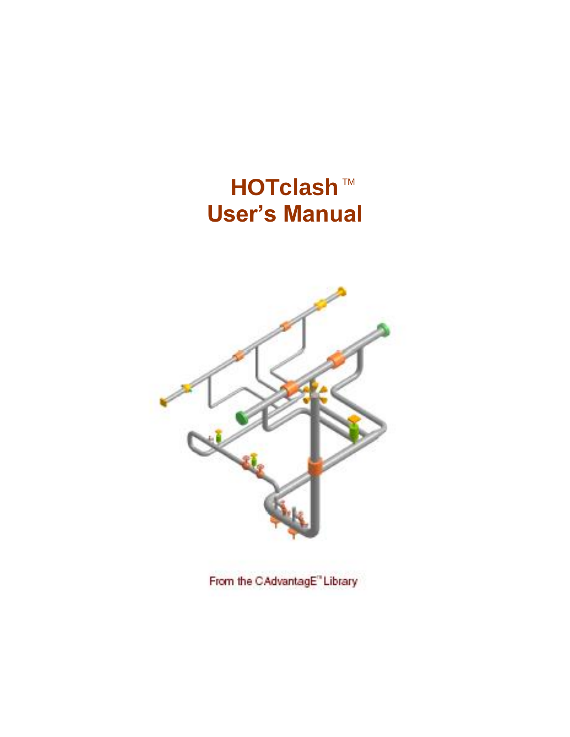# HOTclash ™
# User's Manual

From the CAdvantagE™ Library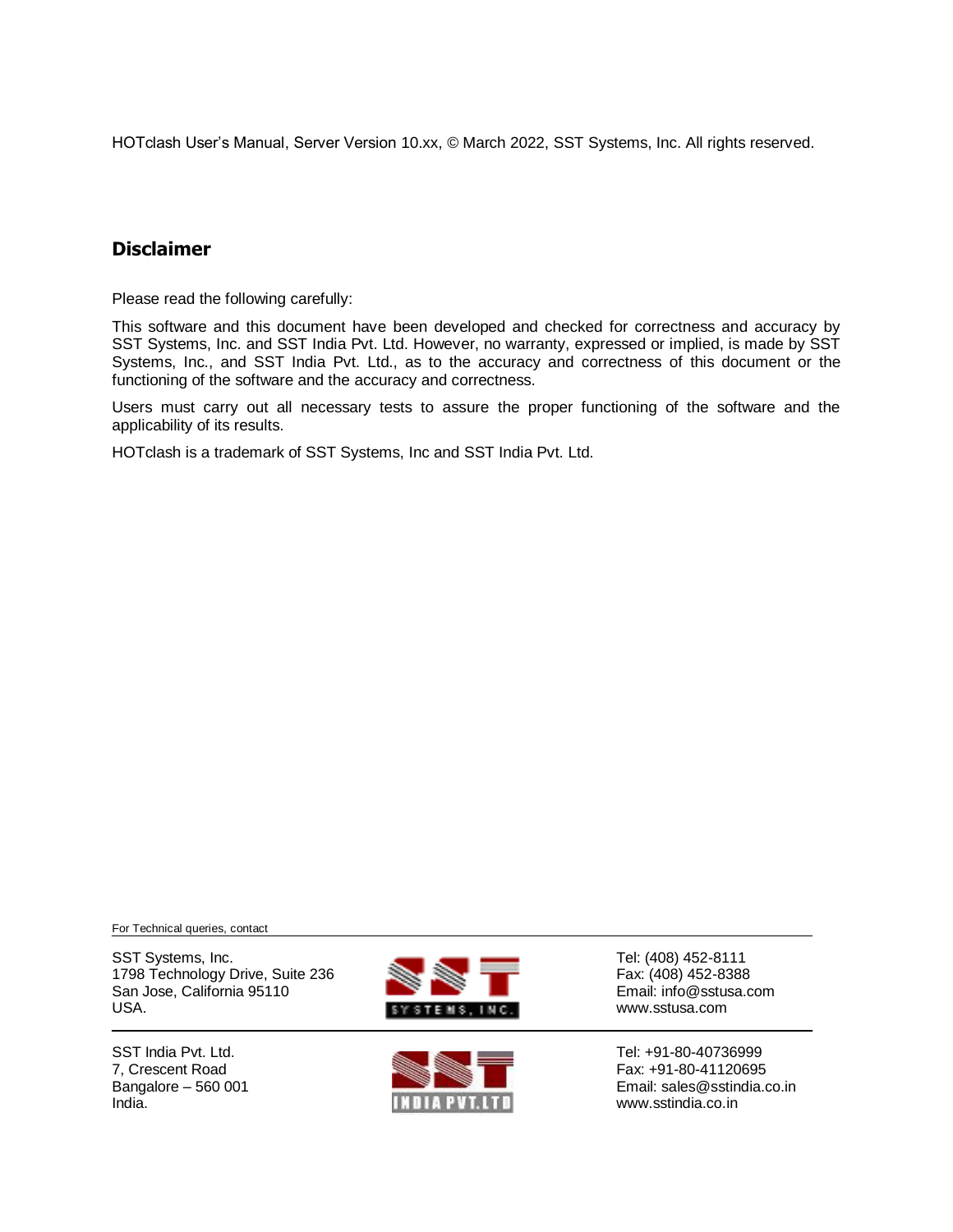HOTclash User's Manual, Server Version 10.xx, © March 2022, SST Systems, Inc. All rights reserved.

## Disclaimer

Please read the following carefully:

This software and this document have been developed and checked for correctness and accuracy by SST Systems, Inc. and SST India Pvt. Ltd. However, no warranty, expressed or implied, is made by SST Systems, Inc., and SST India Pvt. Ltd., as to the accuracy and correctness of this document or the functioning of the software and the accuracy and correctness.

Users must carry out all necessary tests to assure the proper functioning of the software and the applicability of its results.

HOTclash is a trademark of SST Systems, Inc and SST India Pvt. Ltd.

For Technical queries, contact

SST Systems, Inc.
1798 Technology Drive, Suite 236
San Jose, California 95110
USA.

Tel: (408) 452-8111
Fax: (408) 452-8388
Email: info@sstusa.com
www.sstusa.com

SST India Pvt. Ltd.
7, Crescent Road
Bangalore – 560 001
India.

Tel: +91-80-40736999
Fax: +91-80-41120695
Email: sales@sstindia.co.in
www.sstindia.co.in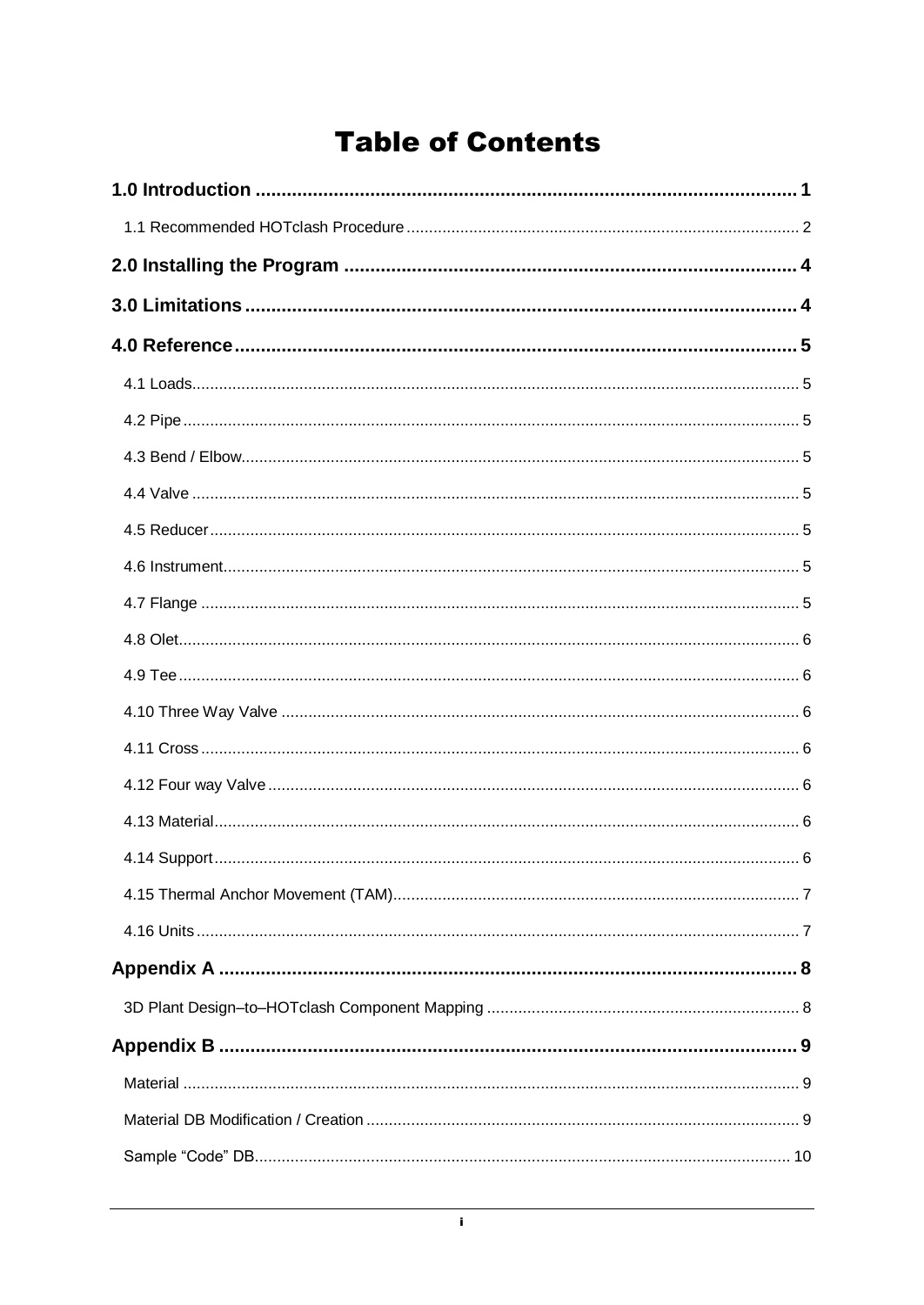# Table of Contents

**1.0 Introduction** ..... 1

- 1.1 Recommended HOTclash Procedure ..... 2

**2.0 Installing the Program** ..... 4

**3.0 Limitations** ..... 4

**4.0 Reference** ..... 5

- 4.1 Loads ..... 5
- 4.2 Pipe ..... 5
- 4.3 Bend / Elbow ..... 5
- 4.4 Valve ..... 5
- 4.5 Reducer ..... 5
- 4.6 Instrument ..... 5
- 4.7 Flange ..... 5
- 4.8 Olet ..... 6
- 4.9 Tee ..... 6
- 4.10 Three Way Valve ..... 6
- 4.11 Cross ..... 6
- 4.12 Four way Valve ..... 6
- 4.13 Material ..... 6
- 4.14 Support ..... 6
- 4.15 Thermal Anchor Movement (TAM) ..... 7
- 4.16 Units ..... 7

**Appendix A** ..... 8

- 3D Plant Design–to–HOTclash Component Mapping ..... 8

**Appendix B** ..... 9

- Material ..... 9
- Material DB Modification / Creation ..... 9
- Sample “Code” DB ..... 10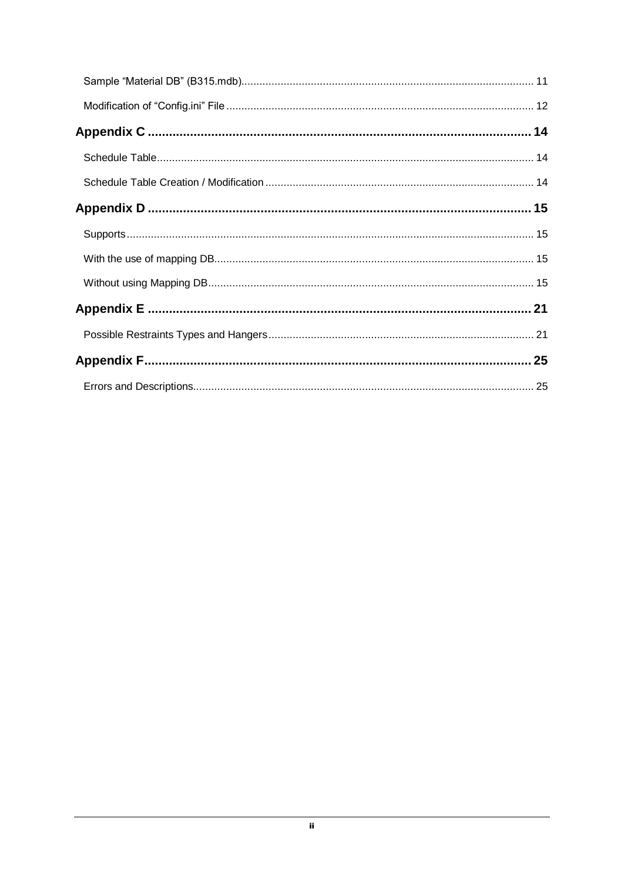Sample "Material DB" (B315.mdb) ..... 11

Modification of "Config.ini" File ..... 12

**Appendix C ..... 14**

Schedule Table ..... 14

Schedule Table Creation / Modification ..... 14

**Appendix D ..... 15**

Supports ..... 15

With the use of mapping DB ..... 15

Without using Mapping DB ..... 15

**Appendix E ..... 21**

Possible Restraints Types and Hangers ..... 21

**Appendix F ..... 25**

Errors and Descriptions ..... 25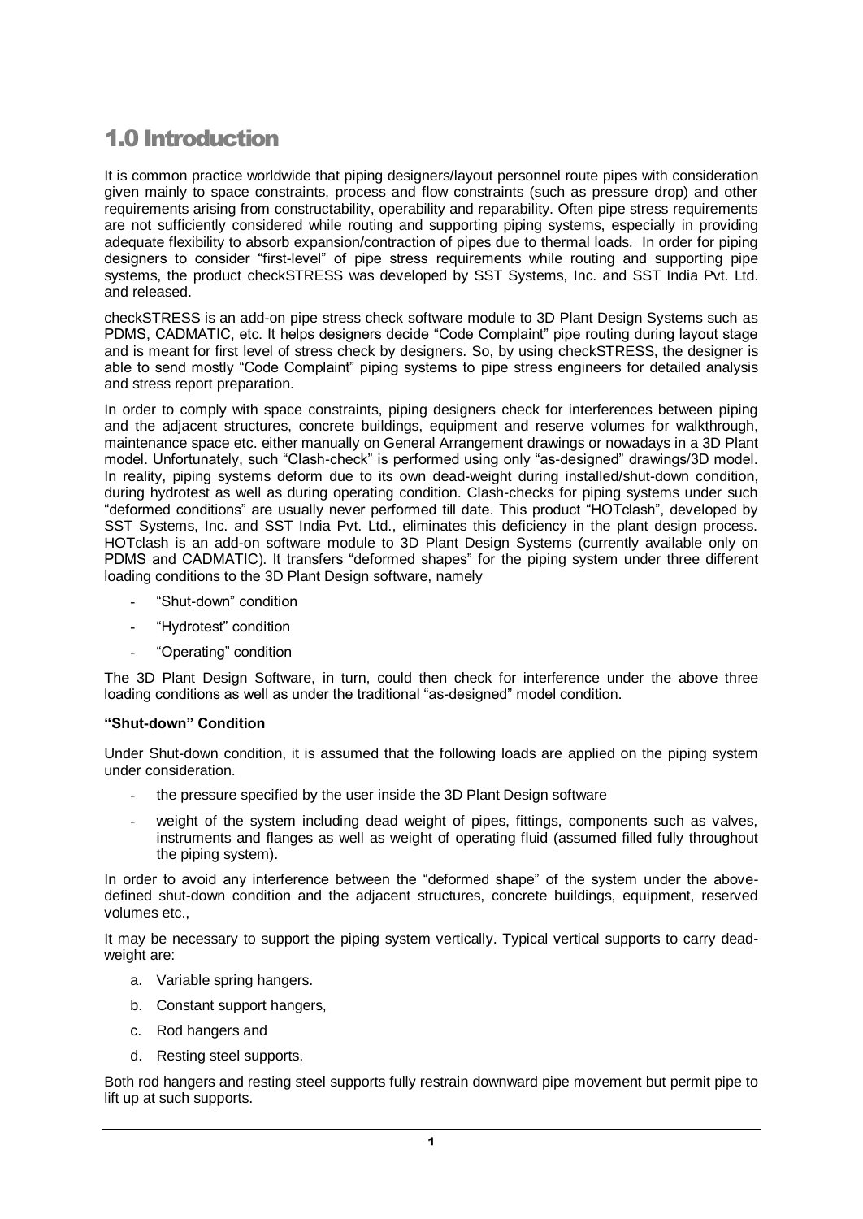# 1.0 Introduction

It is common practice worldwide that piping designers/layout personnel route pipes with consideration given mainly to space constraints, process and flow constraints (such as pressure drop) and other requirements arising from constructability, operability and reparability. Often pipe stress requirements are not sufficiently considered while routing and supporting piping systems, especially in providing adequate flexibility to absorb expansion/contraction of pipes due to thermal loads. In order for piping designers to consider "first-level" of pipe stress requirements while routing and supporting pipe systems, the product checkSTRESS was developed by SST Systems, Inc. and SST India Pvt. Ltd. and released.

checkSTRESS is an add-on pipe stress check software module to 3D Plant Design Systems such as PDMS, CADMATIC, etc. It helps designers decide "Code Complaint" pipe routing during layout stage and is meant for first level of stress check by designers. So, by using checkSTRESS, the designer is able to send mostly "Code Complaint" piping systems to pipe stress engineers for detailed analysis and stress report preparation.

In order to comply with space constraints, piping designers check for interferences between piping and the adjacent structures, concrete buildings, equipment and reserve volumes for walkthrough, maintenance space etc. either manually on General Arrangement drawings or nowadays in a 3D Plant model. Unfortunately, such "Clash-check" is performed using only "as-designed" drawings/3D model. In reality, piping systems deform due to its own dead-weight during installed/shut-down condition, during hydrotest as well as during operating condition. Clash-checks for piping systems under such "deformed conditions" are usually never performed till date. This product "HOTclash", developed by SST Systems, Inc. and SST India Pvt. Ltd., eliminates this deficiency in the plant design process. HOTclash is an add-on software module to 3D Plant Design Systems (currently available only on PDMS and CADMATIC). It transfers "deformed shapes" for the piping system under three different loading conditions to the 3D Plant Design software, namely

- "Shut-down" condition
- "Hydrotest" condition
- "Operating" condition

The 3D Plant Design Software, in turn, could then check for interference under the above three loading conditions as well as under the traditional "as-designed" model condition.

**"Shut-down" Condition**

Under Shut-down condition, it is assumed that the following loads are applied on the piping system under consideration.

- the pressure specified by the user inside the 3D Plant Design software
- weight of the system including dead weight of pipes, fittings, components such as valves, instruments and flanges as well as weight of operating fluid (assumed filled fully throughout the piping system).

In order to avoid any interference between the "deformed shape" of the system under the above-defined shut-down condition and the adjacent structures, concrete buildings, equipment, reserved volumes etc.,

It may be necessary to support the piping system vertically. Typical vertical supports to carry dead-weight are:

a. Variable spring hangers.
b. Constant support hangers,
c. Rod hangers and
d. Resting steel supports.

Both rod hangers and resting steel supports fully restrain downward pipe movement but permit pipe to lift up at such supports.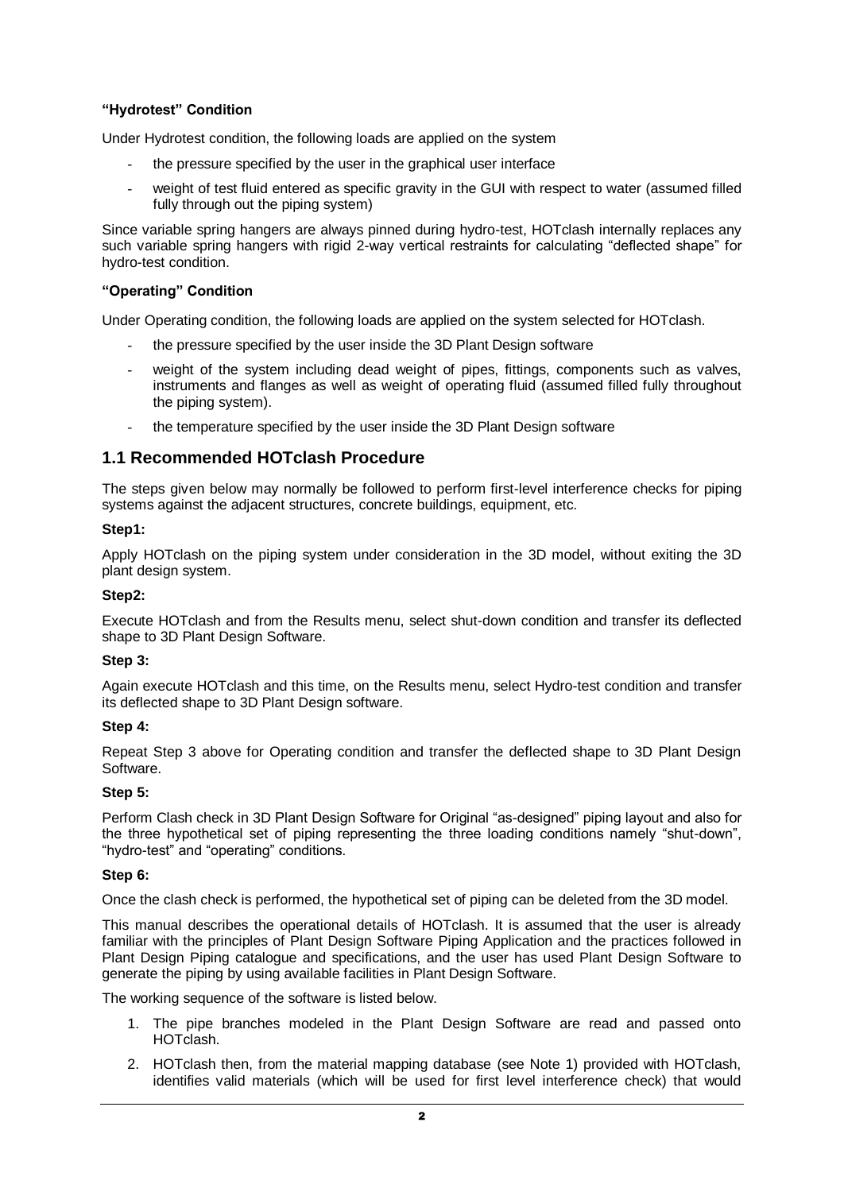**“Hydrotest” Condition**

Under Hydrotest condition, the following loads are applied on the system

- the pressure specified by the user in the graphical user interface
- weight of test fluid entered as specific gravity in the GUI with respect to water (assumed filled fully through out the piping system)

Since variable spring hangers are always pinned during hydro-test, HOTclash internally replaces any such variable spring hangers with rigid 2-way vertical restraints for calculating “deflected shape” for hydro-test condition.

**“Operating” Condition**

Under Operating condition, the following loads are applied on the system selected for HOTclash.

- the pressure specified by the user inside the 3D Plant Design software
- weight of the system including dead weight of pipes, fittings, components such as valves, instruments and flanges as well as weight of operating fluid (assumed filled fully throughout the piping system).
- the temperature specified by the user inside the 3D Plant Design software

## 1.1 Recommended HOTclash Procedure

The steps given below may normally be followed to perform first-level interference checks for piping systems against the adjacent structures, concrete buildings, equipment, etc.

**Step1:**

Apply HOTclash on the piping system under consideration in the 3D model, without exiting the 3D plant design system.

**Step2:**

Execute HOTclash and from the Results menu, select shut-down condition and transfer its deflected shape to 3D Plant Design Software.

**Step 3:**

Again execute HOTclash and this time, on the Results menu, select Hydro-test condition and transfer its deflected shape to 3D Plant Design software.

**Step 4:**

Repeat Step 3 above for Operating condition and transfer the deflected shape to 3D Plant Design Software.

**Step 5:**

Perform Clash check in 3D Plant Design Software for Original “as-designed” piping layout and also for the three hypothetical set of piping representing the three loading conditions namely “shut-down”, “hydro-test” and “operating” conditions.

**Step 6:**

Once the clash check is performed, the hypothetical set of piping can be deleted from the 3D model.

This manual describes the operational details of HOTclash. It is assumed that the user is already familiar with the principles of Plant Design Software Piping Application and the practices followed in Plant Design Piping catalogue and specifications, and the user has used Plant Design Software to generate the piping by using available facilities in Plant Design Software.

The working sequence of the software is listed below.

1. The pipe branches modeled in the Plant Design Software are read and passed onto HOTclash.
2. HOTclash then, from the material mapping database (see Note 1) provided with HOTclash, identifies valid materials (which will be used for first level interference check) that would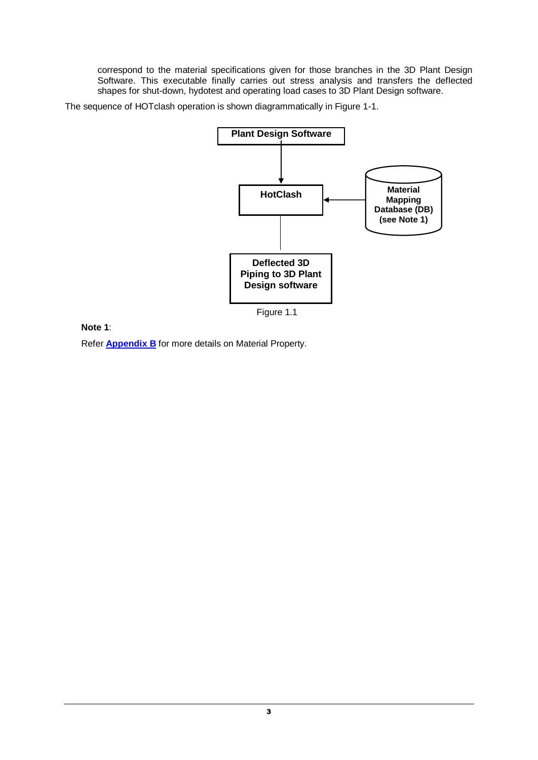correspond to the material specifications given for those branches in the 3D Plant Design Software. This executable finally carries out stress analysis and transfers the deflected shapes for shut-down, hydotest and operating load cases to 3D Plant Design software.

The sequence of HOTclash operation is shown diagrammatically in Figure 1-1.

**Plant Design Software**

**HotClash**

**Material Mapping Database (DB) (see Note 1)**

**Deflected 3D Piping to 3D Plant Design software**

Figure 1.1

**Note 1**:

Refer **Appendix B** for more details on Material Property.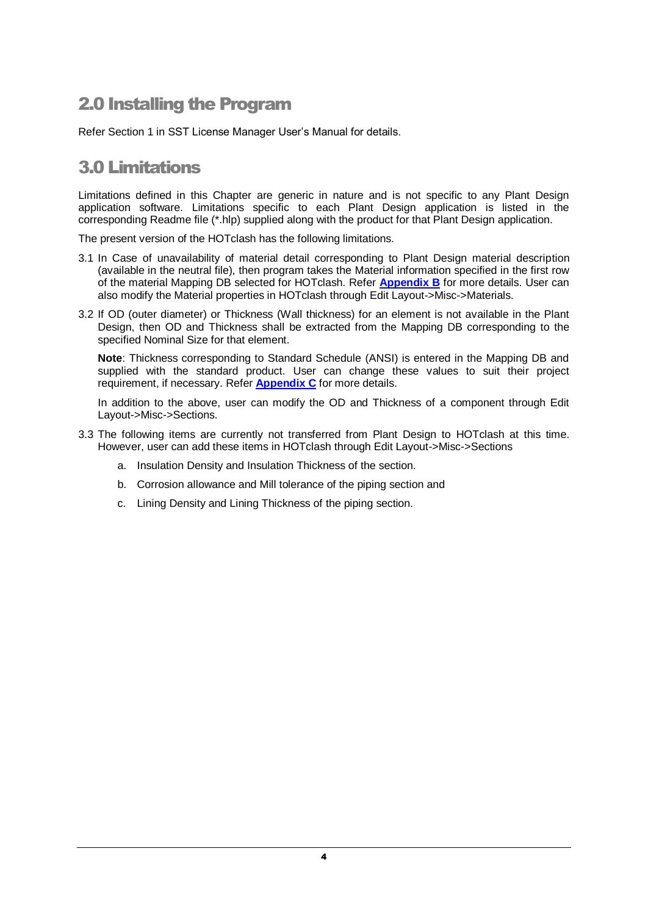# 2.0 Installing the Program

Refer Section 1 in SST License Manager User's Manual for details.

# 3.0 Limitations

Limitations defined in this Chapter are generic in nature and is not specific to any Plant Design application software. Limitations specific to each Plant Design application is listed in the corresponding Readme file (*.hlp) supplied along with the product for that Plant Design application.

The present version of the HOTclash has the following limitations.

3.1 In Case of unavailability of material detail corresponding to Plant Design material description (available in the neutral file), then program takes the Material information specified in the first row of the material Mapping DB selected for HOTclash. Refer **Appendix B** for more details. User can also modify the Material properties in HOTclash through Edit Layout->Misc->Materials.

3.2 If OD (outer diameter) or Thickness (Wall thickness) for an element is not available in the Plant Design, then OD and Thickness shall be extracted from the Mapping DB corresponding to the specified Nominal Size for that element.

**Note**: Thickness corresponding to Standard Schedule (ANSI) is entered in the Mapping DB and supplied with the standard product. User can change these values to suit their project requirement, if necessary. Refer **Appendix C** for more details.

In addition to the above, user can modify the OD and Thickness of a component through Edit Layout->Misc->Sections.

3.3 The following items are currently not transferred from Plant Design to HOTclash at this time. However, user can add these items in HOTclash through Edit Layout->Misc->Sections

a. Insulation Density and Insulation Thickness of the section.

b. Corrosion allowance and Mill tolerance of the piping section and

c. Lining Density and Lining Thickness of the piping section.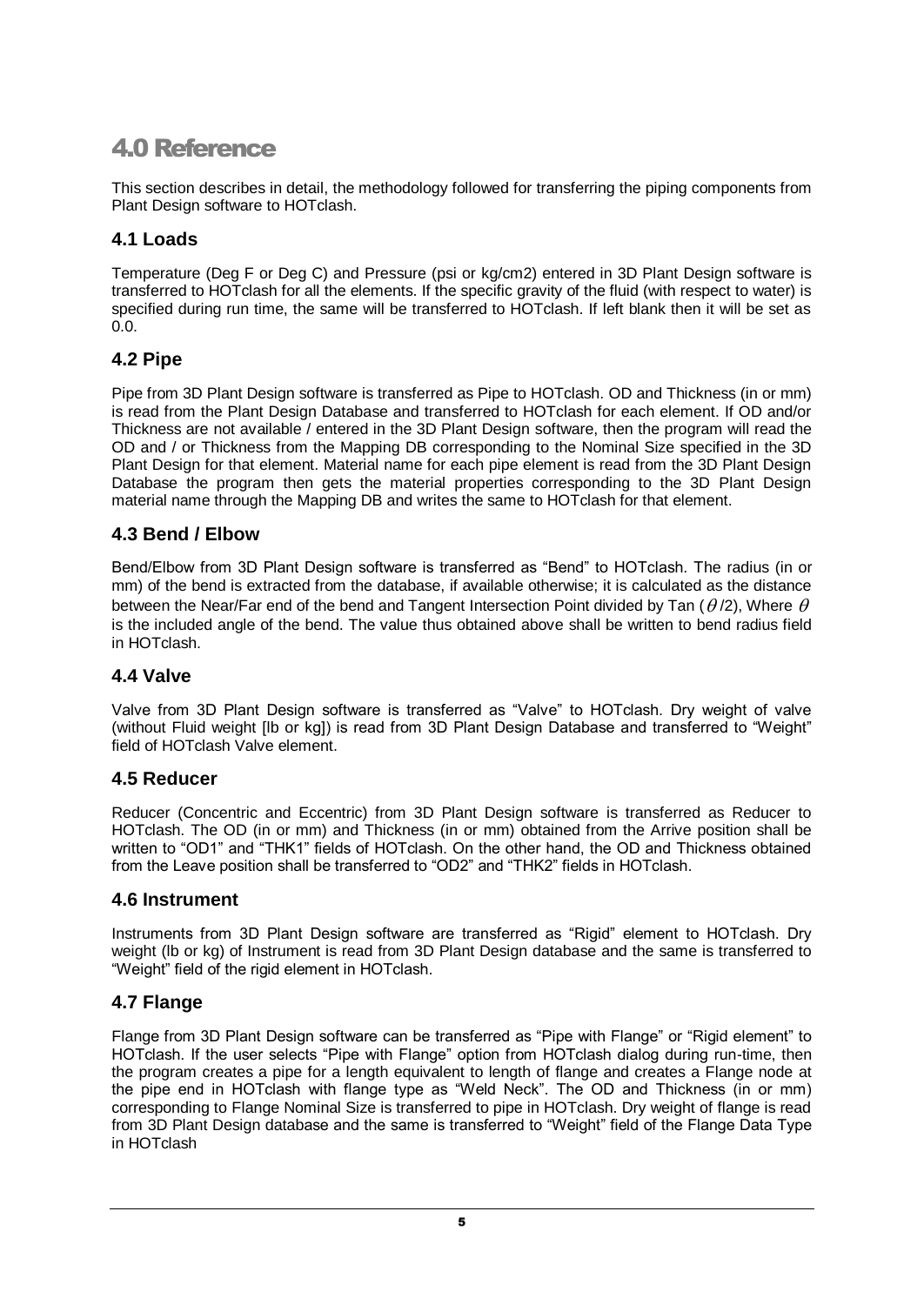# 4.0 Reference

This section describes in detail, the methodology followed for transferring the piping components from Plant Design software to HOTclash.

## 4.1 Loads

Temperature (Deg F or Deg C) and Pressure (psi or kg/cm2) entered in 3D Plant Design software is transferred to HOTclash for all the elements. If the specific gravity of the fluid (with respect to water) is specified during run time, the same will be transferred to HOTclash. If left blank then it will be set as 0.0.

## 4.2 Pipe

Pipe from 3D Plant Design software is transferred as Pipe to HOTclash. OD and Thickness (in or mm) is read from the Plant Design Database and transferred to HOTclash for each element. If OD and/or Thickness are not available / entered in the 3D Plant Design software, then the program will read the OD and / or Thickness from the Mapping DB corresponding to the Nominal Size specified in the 3D Plant Design for that element. Material name for each pipe element is read from the 3D Plant Design Database the program then gets the material properties corresponding to the 3D Plant Design material name through the Mapping DB and writes the same to HOTclash for that element.

## 4.3 Bend / Elbow

Bend/Elbow from 3D Plant Design software is transferred as "Bend" to HOTclash. The radius (in or mm) of the bend is extracted from the database, if available otherwise; it is calculated as the distance between the Near/Far end of the bend and Tangent Intersection Point divided by Tan ($\theta$/2), Where $\theta$ is the included angle of the bend. The value thus obtained above shall be written to bend radius field in HOTclash.

## 4.4 Valve

Valve from 3D Plant Design software is transferred as "Valve" to HOTclash. Dry weight of valve (without Fluid weight [lb or kg]) is read from 3D Plant Design Database and transferred to "Weight" field of HOTclash Valve element.

## 4.5 Reducer

Reducer (Concentric and Eccentric) from 3D Plant Design software is transferred as Reducer to HOTclash. The OD (in or mm) and Thickness (in or mm) obtained from the Arrive position shall be written to "OD1" and "THK1" fields of HOTclash. On the other hand, the OD and Thickness obtained from the Leave position shall be transferred to "OD2" and "THK2" fields in HOTclash.

## 4.6 Instrument

Instruments from 3D Plant Design software are transferred as "Rigid" element to HOTclash. Dry weight (lb or kg) of Instrument is read from 3D Plant Design database and the same is transferred to "Weight" field of the rigid element in HOTclash.

## 4.7 Flange

Flange from 3D Plant Design software can be transferred as "Pipe with Flange" or "Rigid element" to HOTclash. If the user selects "Pipe with Flange" option from HOTclash dialog during run-time, then the program creates a pipe for a length equivalent to length of flange and creates a Flange node at the pipe end in HOTclash with flange type as "Weld Neck". The OD and Thickness (in or mm) corresponding to Flange Nominal Size is transferred to pipe in HOTclash. Dry weight of flange is read from 3D Plant Design database and the same is transferred to "Weight" field of the Flange Data Type in HOTclash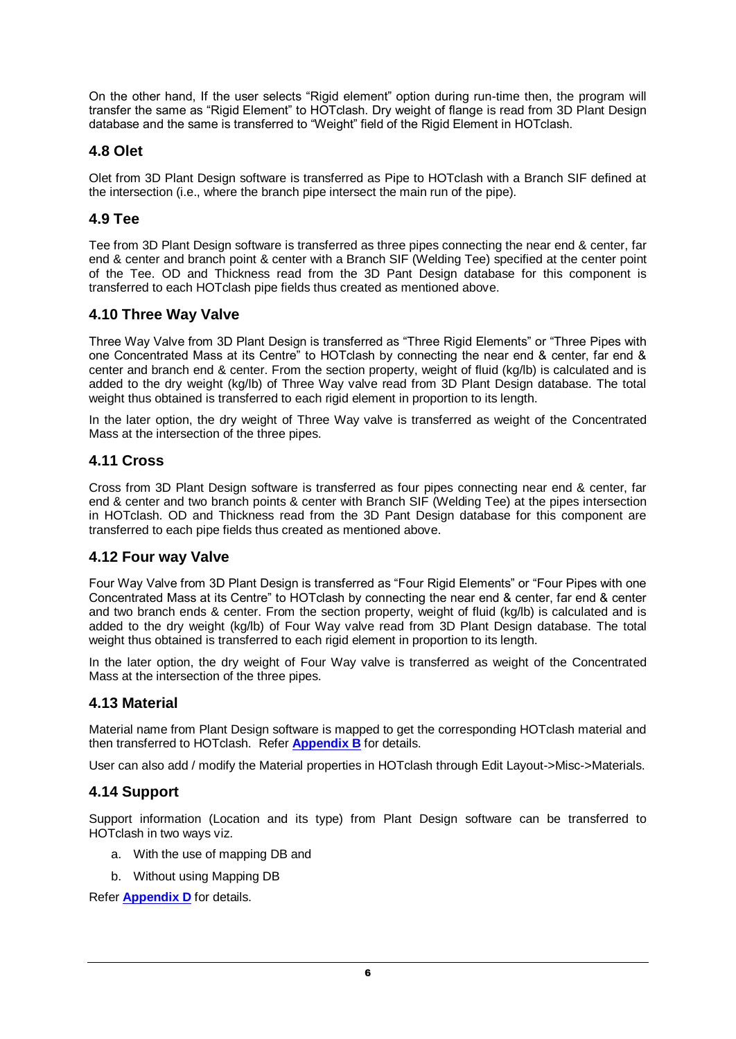On the other hand, If the user selects "Rigid element" option during run-time then, the program will transfer the same as "Rigid Element" to HOTclash. Dry weight of flange is read from 3D Plant Design database and the same is transferred to "Weight" field of the Rigid Element in HOTclash.

## 4.8 Olet

Olet from 3D Plant Design software is transferred as Pipe to HOTclash with a Branch SIF defined at the intersection (i.e., where the branch pipe intersect the main run of the pipe).

## 4.9 Tee

Tee from 3D Plant Design software is transferred as three pipes connecting the near end & center, far end & center and branch point & center with a Branch SIF (Welding Tee) specified at the center point of the Tee. OD and Thickness read from the 3D Pant Design database for this component is transferred to each HOTclash pipe fields thus created as mentioned above.

## 4.10 Three Way Valve

Three Way Valve from 3D Plant Design is transferred as "Three Rigid Elements" or "Three Pipes with one Concentrated Mass at its Centre" to HOTclash by connecting the near end & center, far end & center and branch end & center. From the section property, weight of fluid (kg/lb) is calculated and is added to the dry weight (kg/lb) of Three Way valve read from 3D Plant Design database. The total weight thus obtained is transferred to each rigid element in proportion to its length.

In the later option, the dry weight of Three Way valve is transferred as weight of the Concentrated Mass at the intersection of the three pipes.

## 4.11 Cross

Cross from 3D Plant Design software is transferred as four pipes connecting near end & center, far end & center and two branch points & center with Branch SIF (Welding Tee) at the pipes intersection in HOTclash. OD and Thickness read from the 3D Pant Design database for this component are transferred to each pipe fields thus created as mentioned above.

## 4.12 Four way Valve

Four Way Valve from 3D Plant Design is transferred as "Four Rigid Elements" or "Four Pipes with one Concentrated Mass at its Centre" to HOTclash by connecting the near end & center, far end & center and two branch ends & center. From the section property, weight of fluid (kg/lb) is calculated and is added to the dry weight (kg/lb) of Four Way valve read from 3D Plant Design database. The total weight thus obtained is transferred to each rigid element in proportion to its length.

In the later option, the dry weight of Four Way valve is transferred as weight of the Concentrated Mass at the intersection of the three pipes.

## 4.13 Material

Material name from Plant Design software is mapped to get the corresponding HOTclash material and then transferred to HOTclash. Refer **Appendix B** for details.

User can also add / modify the Material properties in HOTclash through Edit Layout->Misc->Materials.

## 4.14 Support

Support information (Location and its type) from Plant Design software can be transferred to HOTclash in two ways viz.

a. With the use of mapping DB and

b. Without using Mapping DB

Refer **Appendix D** for details.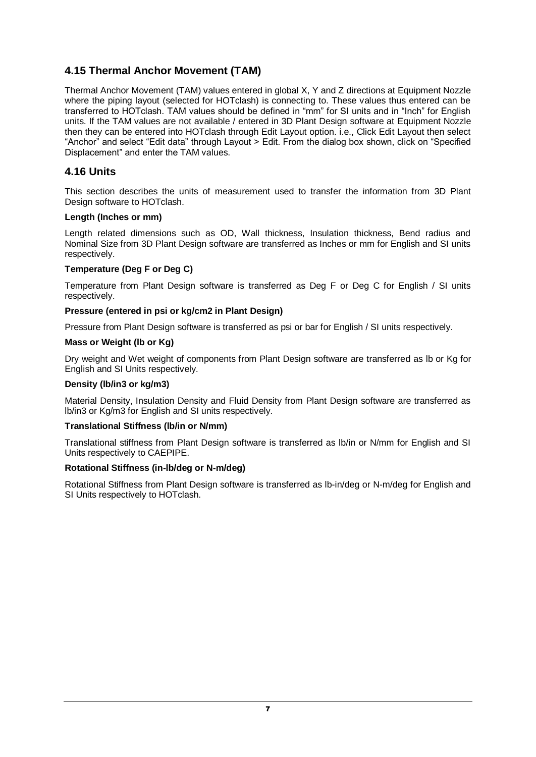## 4.15 Thermal Anchor Movement (TAM)

Thermal Anchor Movement (TAM) values entered in global X, Y and Z directions at Equipment Nozzle where the piping layout (selected for HOTclash) is connecting to. These values thus entered can be transferred to HOTclash. TAM values should be defined in "mm" for SI units and in "Inch" for English units. If the TAM values are not available / entered in 3D Plant Design software at Equipment Nozzle then they can be entered into HOTclash through Edit Layout option. i.e., Click Edit Layout then select "Anchor" and select "Edit data" through Layout > Edit. From the dialog box shown, click on "Specified Displacement" and enter the TAM values.

## 4.16 Units

This section describes the units of measurement used to transfer the information from 3D Plant Design software to HOTclash.

**Length (Inches or mm)**

Length related dimensions such as OD, Wall thickness, Insulation thickness, Bend radius and Nominal Size from 3D Plant Design software are transferred as Inches or mm for English and SI units respectively.

**Temperature (Deg F or Deg C)**

Temperature from Plant Design software is transferred as Deg F or Deg C for English / SI units respectively.

**Pressure (entered in psi or kg/cm2 in Plant Design)**

Pressure from Plant Design software is transferred as psi or bar for English / SI units respectively.

**Mass or Weight (lb or Kg)**

Dry weight and Wet weight of components from Plant Design software are transferred as lb or Kg for English and SI Units respectively.

**Density (lb/in3 or kg/m3)**

Material Density, Insulation Density and Fluid Density from Plant Design software are transferred as lb/in3 or Kg/m3 for English and SI units respectively.

**Translational Stiffness (lb/in or N/mm)**

Translational stiffness from Plant Design software is transferred as lb/in or N/mm for English and SI Units respectively to CAEPIPE.

**Rotational Stiffness (in-lb/deg or N-m/deg)**

Rotational Stiffness from Plant Design software is transferred as lb-in/deg or N-m/deg for English and SI Units respectively to HOTclash.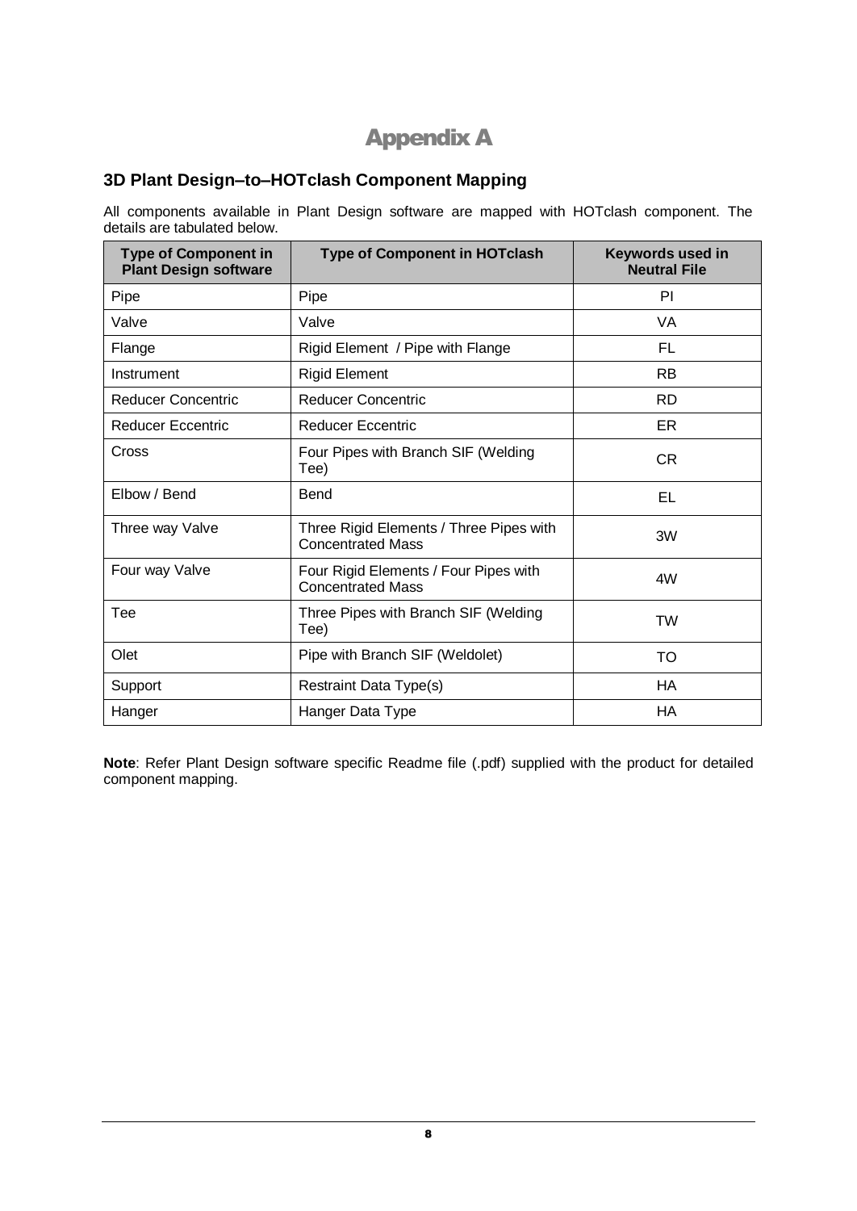# Appendix A

## 3D Plant Design–to–HOTclash Component Mapping

All components available in Plant Design software are mapped with HOTclash component. The details are tabulated below.

| Type of Component in Plant Design software | Type of Component in HOTclash | Keywords used in Neutral File |
| --- | --- | --- |
| Pipe | Pipe | PI |
| Valve | Valve | VA |
| Flange | Rigid Element / Pipe with Flange | FL |
| Instrument | Rigid Element | RB |
| Reducer Concentric | Reducer Concentric | RD |
| Reducer Eccentric | Reducer Eccentric | ER |
| Cross | Four Pipes with Branch SIF (Welding Tee) | CR |
| Elbow / Bend | Bend | EL |
| Three way Valve | Three Rigid Elements / Three Pipes with Concentrated Mass | 3W |
| Four way Valve | Four Rigid Elements / Four Pipes with Concentrated Mass | 4W |
| Tee | Three Pipes with Branch SIF (Welding Tee) | TW |
| Olet | Pipe with Branch SIF (Weldolet) | TO |
| Support | Restraint Data Type(s) | HA |
| Hanger | Hanger Data Type | HA |

**Note**: Refer Plant Design software specific Readme file (.pdf) supplied with the product for detailed component mapping.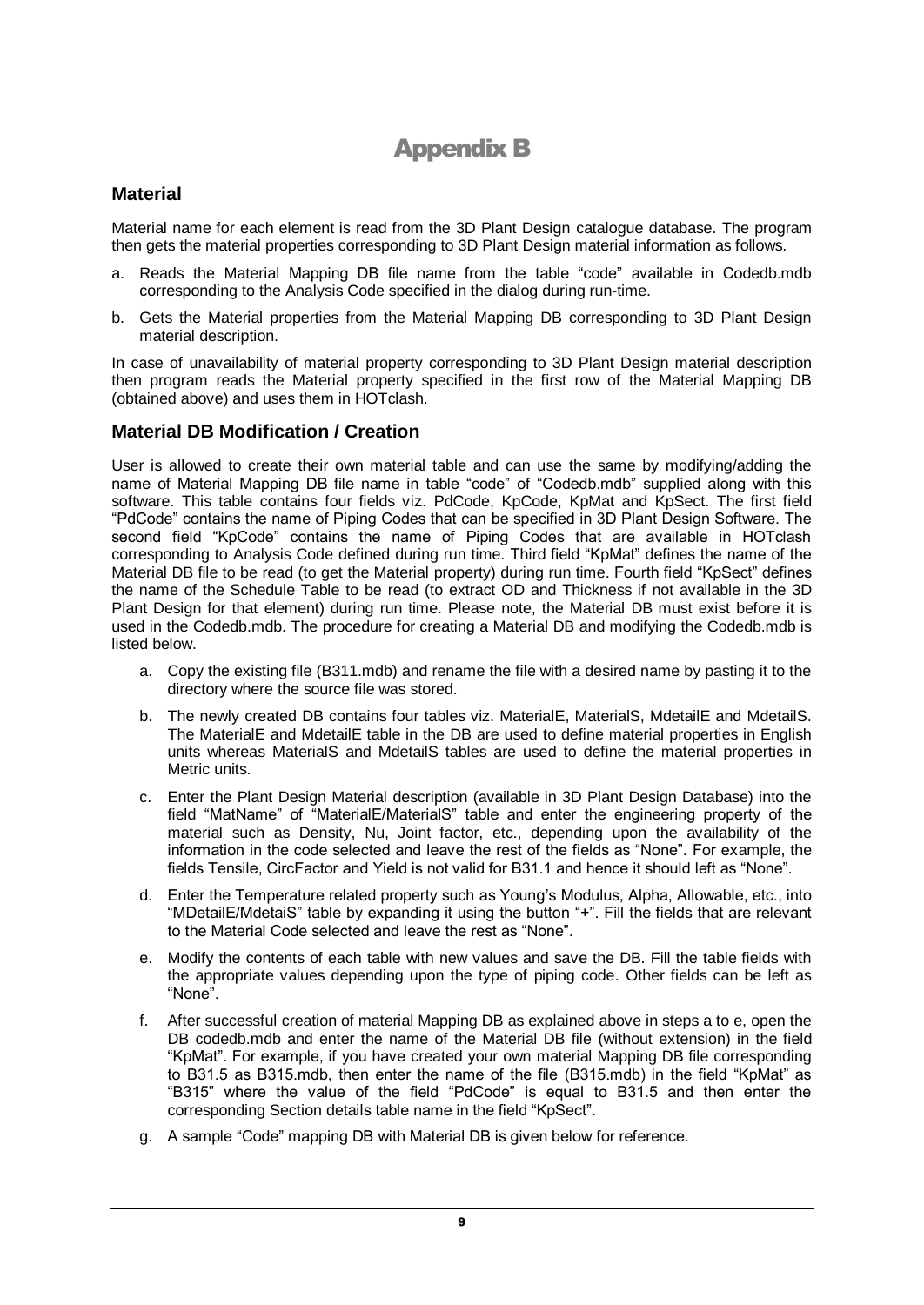# Appendix B

## Material

Material name for each element is read from the 3D Plant Design catalogue database. The program then gets the material properties corresponding to 3D Plant Design material information as follows.

a. Reads the Material Mapping DB file name from the table "code" available in Codedb.mdb corresponding to the Analysis Code specified in the dialog during run-time.

b. Gets the Material properties from the Material Mapping DB corresponding to 3D Plant Design material description.

In case of unavailability of material property corresponding to 3D Plant Design material description then program reads the Material property specified in the first row of the Material Mapping DB (obtained above) and uses them in HOTclash.

## Material DB Modification / Creation

User is allowed to create their own material table and can use the same by modifying/adding the name of Material Mapping DB file name in table "code" of "Codedb.mdb" supplied along with this software. This table contains four fields viz. PdCode, KpCode, KpMat and KpSect. The first field "PdCode" contains the name of Piping Codes that can be specified in 3D Plant Design Software. The second field "KpCode" contains the name of Piping Codes that are available in HOTclash corresponding to Analysis Code defined during run time. Third field "KpMat" defines the name of the Material DB file to be read (to get the Material property) during run time. Fourth field "KpSect" defines the name of the Schedule Table to be read (to extract OD and Thickness if not available in the 3D Plant Design for that element) during run time. Please note, the Material DB must exist before it is used in the Codedb.mdb. The procedure for creating a Material DB and modifying the Codedb.mdb is listed below.

a. Copy the existing file (B311.mdb) and rename the file with a desired name by pasting it to the directory where the source file was stored.

b. The newly created DB contains four tables viz. MaterialE, MaterialS, MdetailE and MdetailS. The MaterialE and MdetailE table in the DB are used to define material properties in English units whereas MaterialS and MdetailS tables are used to define the material properties in Metric units.

c. Enter the Plant Design Material description (available in 3D Plant Design Database) into the field "MatName" of "MaterialE/MaterialS" table and enter the engineering property of the material such as Density, Nu, Joint factor, etc., depending upon the availability of the information in the code selected and leave the rest of the fields as "None". For example, the fields Tensile, CircFactor and Yield is not valid for B31.1 and hence it should left as "None".

d. Enter the Temperature related property such as Young's Modulus, Alpha, Allowable, etc., into "MDetailE/MdetaiS" table by expanding it using the button "+". Fill the fields that are relevant to the Material Code selected and leave the rest as "None".

e. Modify the contents of each table with new values and save the DB. Fill the table fields with the appropriate values depending upon the type of piping code. Other fields can be left as "None".

f. After successful creation of material Mapping DB as explained above in steps a to e, open the DB codedb.mdb and enter the name of the Material DB file (without extension) in the field "KpMat". For example, if you have created your own material Mapping DB file corresponding to B31.5 as B315.mdb, then enter the name of the file (B315.mdb) in the field "KpMat" as "B315" where the value of the field "PdCode" is equal to B31.5 and then enter the corresponding Section details table name in the field "KpSect".

g. A sample "Code" mapping DB with Material DB is given below for reference.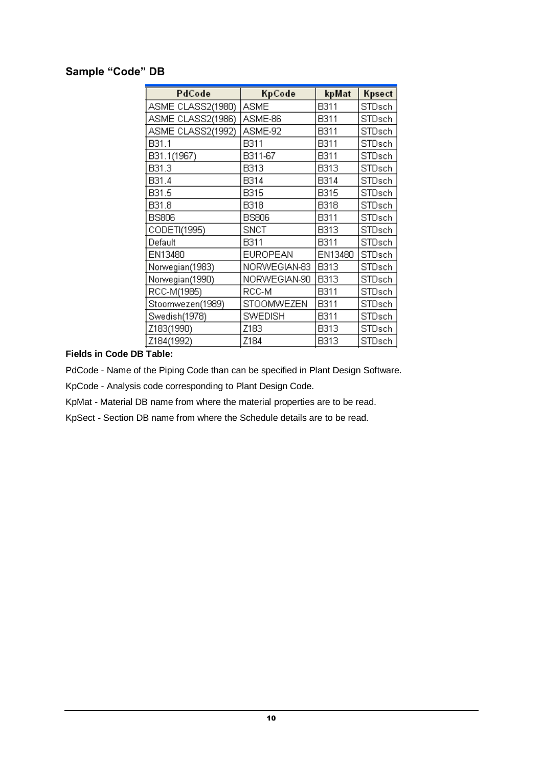## Sample “Code” DB

| PdCode | KpCode | kpMat | Kpsect |
|---|---|---|---|
| ASME CLASS2(1980) | ASME | B311 | STDsch |
| ASME CLASS2(1986) | ASME-86 | B311 | STDsch |
| ASME CLASS2(1992) | ASME-92 | B311 | STDsch |
| B31.1 | B311 | B311 | STDsch |
| B31.1(1967) | B311-67 | B311 | STDsch |
| B31.3 | B313 | B313 | STDsch |
| B31.4 | B314 | B314 | STDsch |
| B31.5 | B315 | B315 | STDsch |
| B31.8 | B318 | B318 | STDsch |
| BS806 | BS806 | B311 | STDsch |
| CODETI(1995) | SNCT | B313 | STDsch |
| Default | B311 | B311 | STDsch |
| EN13480 | EUROPEAN | EN13480 | STDsch |
| Norwegian(1983) | NORWEGIAN-83 | B313 | STDsch |
| Norwegian(1990) | NORWEGIAN-90 | B313 | STDsch |
| RCC-M(1985) | RCC-M | B311 | STDsch |
| Stoomwezen(1989) | STOOMWEZEN | B311 | STDsch |
| Swedish(1978) | SWEDISH | B311 | STDsch |
| Z183(1990) | Z183 | B313 | STDsch |
| Z184(1992) | Z184 | B313 | STDsch |

**Fields in Code DB Table:**

PdCode - Name of the Piping Code than can be specified in Plant Design Software.

KpCode - Analysis code corresponding to Plant Design Code.

KpMat - Material DB name from where the material properties are to be read.

KpSect - Section DB name from where the Schedule details are to be read.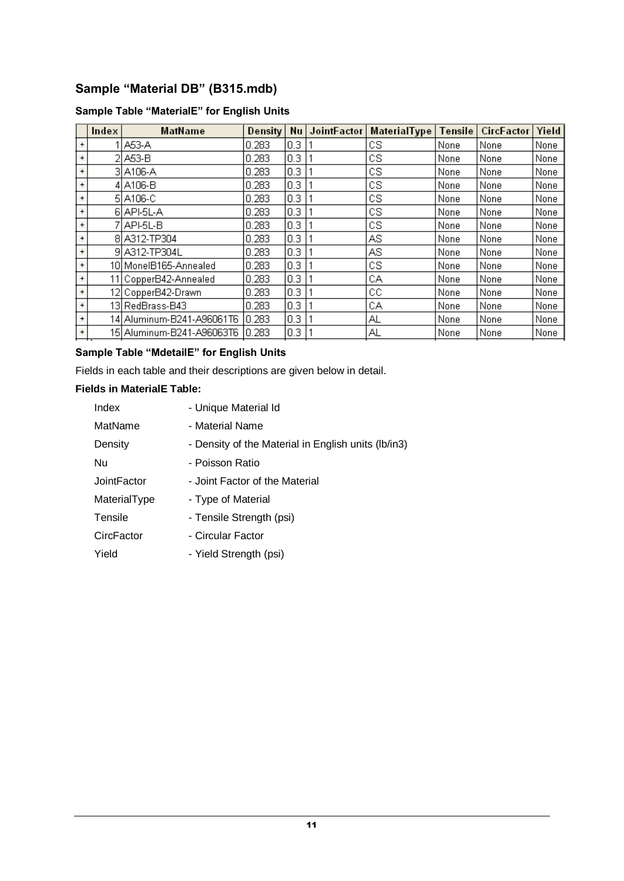## Sample "Material DB" (B315.mdb)

### Sample Table "MaterialE" for English Units

| Index | MatName | Density | Nu | JointFactor | MaterialType | Tensile | CircFactor | Yield |
|---|---|---|---|---|---|---|---|---|
| 1 | A53-A | 0.283 | 0.3 | 1 | CS | None | None | None |
| 2 | A53-B | 0.283 | 0.3 | 1 | CS | None | None | None |
| 3 | A106-A | 0.283 | 0.3 | 1 | CS | None | None | None |
| 4 | A106-B | 0.283 | 0.3 | 1 | CS | None | None | None |
| 5 | A106-C | 0.283 | 0.3 | 1 | CS | None | None | None |
| 6 | API-5L-A | 0.283 | 0.3 | 1 | CS | None | None | None |
| 7 | API-5L-B | 0.283 | 0.3 | 1 | CS | None | None | None |
| 8 | A312-TP304 | 0.283 | 0.3 | 1 | AS | None | None | None |
| 9 | A312-TP304L | 0.283 | 0.3 | 1 | AS | None | None | None |
| 10 | MonelB165-Annealed | 0.283 | 0.3 | 1 | CS | None | None | None |
| 11 | CopperB42-Annealed | 0.283 | 0.3 | 1 | CA | None | None | None |
| 12 | CopperB42-Drawn | 0.283 | 0.3 | 1 | CC | None | None | None |
| 13 | RedBrass-B43 | 0.283 | 0.3 | 1 | CA | None | None | None |
| 14 | Aluminum-B241-A96061T6 | 0.283 | 0.3 | 1 | AL | None | None | None |
| 15 | Aluminum-B241-A96063T6 | 0.283 | 0.3 | 1 | AL | None | None | None |

### Sample Table "MdetailE" for English Units

Fields in each table and their descriptions are given below in detail.

**Fields in MaterialE Table:**

| | |
|---|---|
| Index | - Unique Material Id |
| MatName | - Material Name |
| Density | - Density of the Material in English units (lb/in3) |
| Nu | - Poisson Ratio |
| JointFactor | - Joint Factor of the Material |
| MaterialType | - Type of Material |
| Tensile | - Tensile Strength (psi) |
| CircFactor | - Circular Factor |
| Yield | - Yield Strength (psi) |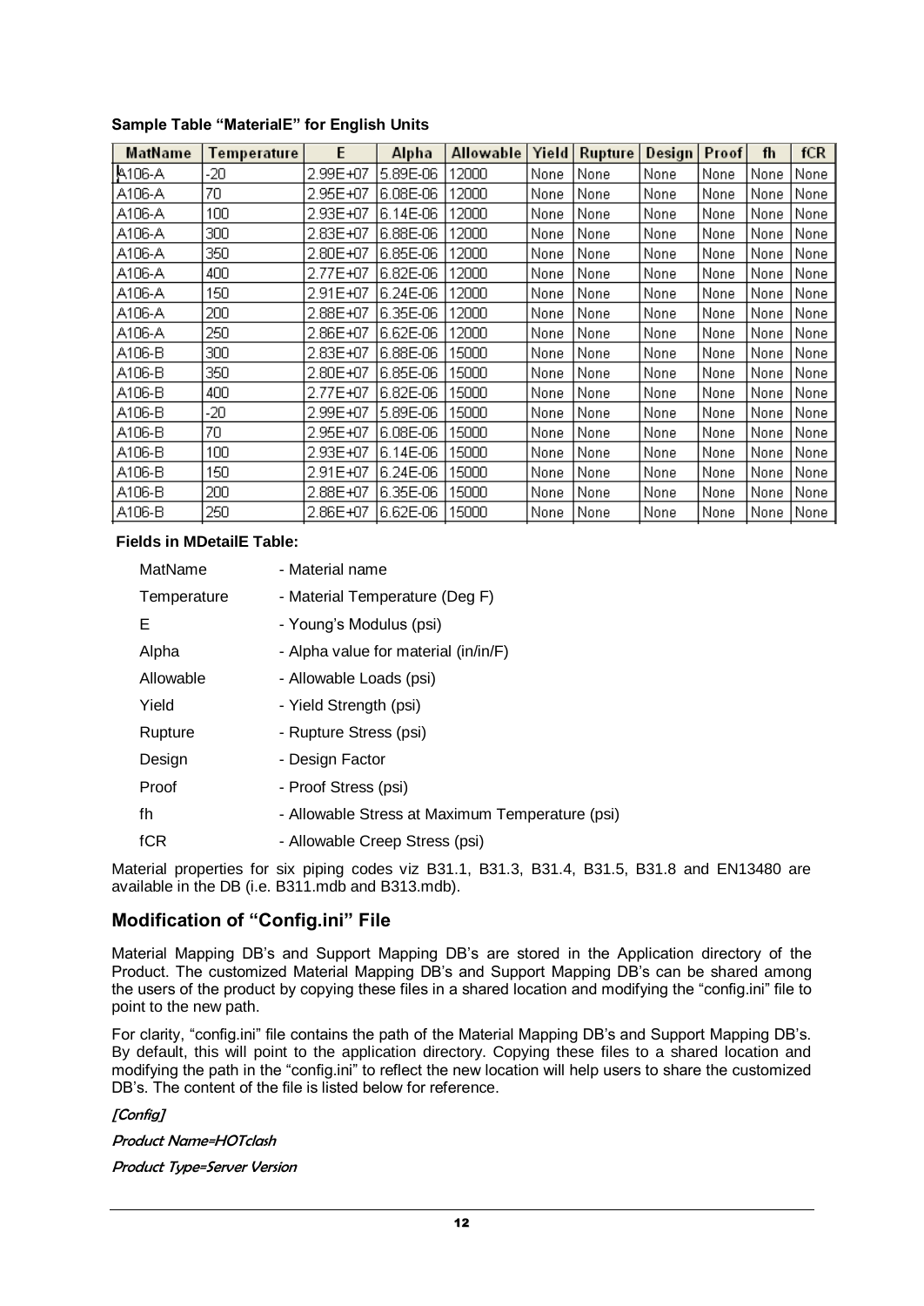**Sample Table "MaterialE" for English Units**

| MatName | Temperature | E | Alpha | Allowable | Yield | Rupture | Design | Proof | fh | fCR |
|---|---|---|---|---|---|---|---|---|---|---|
| A106-A | -20 | 2.99E+07 | 5.89E-06 | 12000 | None | None | None | None | None | None |
| A106-A | 70 | 2.95E+07 | 6.08E-06 | 12000 | None | None | None | None | None | None |
| A106-A | 100 | 2.93E+07 | 6.14E-06 | 12000 | None | None | None | None | None | None |
| A106-A | 300 | 2.83E+07 | 6.88E-06 | 12000 | None | None | None | None | None | None |
| A106-A | 350 | 2.80E+07 | 6.85E-06 | 12000 | None | None | None | None | None | None |
| A106-A | 400 | 2.77E+07 | 6.82E-06 | 12000 | None | None | None | None | None | None |
| A106-A | 150 | 2.91E+07 | 6.24E-06 | 12000 | None | None | None | None | None | None |
| A106-A | 200 | 2.88E+07 | 6.35E-06 | 12000 | None | None | None | None | None | None |
| A106-A | 250 | 2.86E+07 | 6.62E-06 | 12000 | None | None | None | None | None | None |
| A106-B | 300 | 2.83E+07 | 6.88E-06 | 15000 | None | None | None | None | None | None |
| A106-B | 350 | 2.80E+07 | 6.85E-06 | 15000 | None | None | None | None | None | None |
| A106-B | 400 | 2.77E+07 | 6.82E-06 | 15000 | None | None | None | None | None | None |
| A106-B | -20 | 2.99E+07 | 5.89E-06 | 15000 | None | None | None | None | None | None |
| A106-B | 70 | 2.95E+07 | 6.08E-06 | 15000 | None | None | None | None | None | None |
| A106-B | 100 | 2.93E+07 | 6.14E-06 | 15000 | None | None | None | None | None | None |
| A106-B | 150 | 2.91E+07 | 6.24E-06 | 15000 | None | None | None | None | None | None |
| A106-B | 200 | 2.88E+07 | 6.35E-06 | 15000 | None | None | None | None | None | None |
| A106-B | 250 | 2.86E+07 | 6.62E-06 | 15000 | None | None | None | None | None | None |

**Fields in MDetailE Table:**

| | |
|---|---|
| MatName | - Material name |
| Temperature | - Material Temperature (Deg F) |
| E | - Young's Modulus (psi) |
| Alpha | - Alpha value for material (in/in/F) |
| Allowable | - Allowable Loads (psi) |
| Yield | - Yield Strength (psi) |
| Rupture | - Rupture Stress (psi) |
| Design | - Design Factor |
| Proof | - Proof Stress (psi) |
| fh | - Allowable Stress at Maximum Temperature (psi) |
| fCR | - Allowable Creep Stress (psi) |

Material properties for six piping codes viz B31.1, B31.3, B31.4, B31.5, B31.8 and EN13480 are available in the DB (i.e. B311.mdb and B313.mdb).

## Modification of "Config.ini" File

Material Mapping DB's and Support Mapping DB's are stored in the Application directory of the Product. The customized Material Mapping DB's and Support Mapping DB's can be shared among the users of the product by copying these files in a shared location and modifying the "config.ini" file to point to the new path.

For clarity, "config.ini" file contains the path of the Material Mapping DB's and Support Mapping DB's. By default, this will point to the application directory. Copying these files to a shared location and modifying the path in the "config.ini" to reflect the new location will help users to share the customized DB's. The content of the file is listed below for reference.

*[Config]*

*Product Name=HOTclash*

*Product Type=Server Version*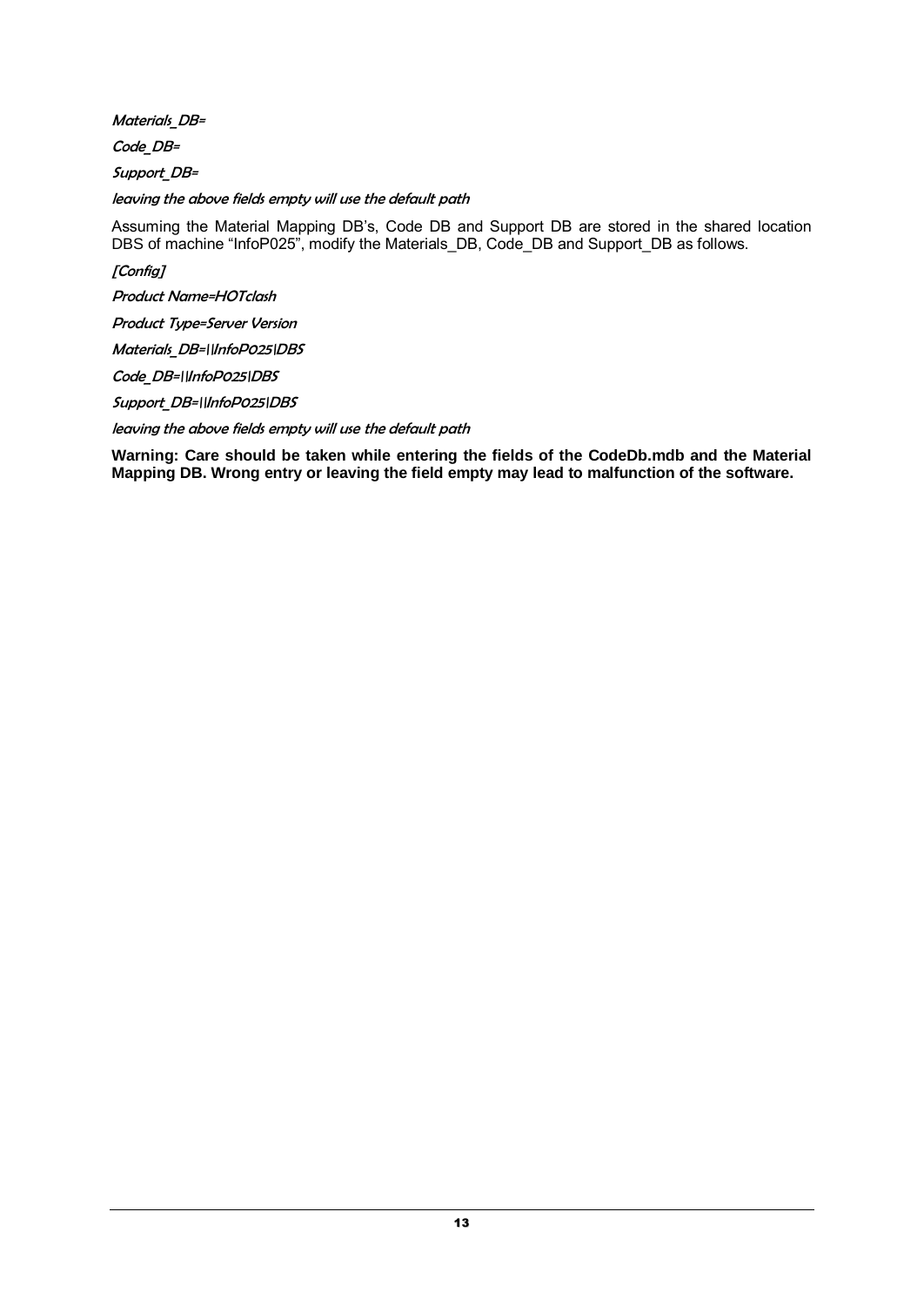*Materials_DB=*

*Code_DB=*

*Support_DB=*

*leaving the above fields empty will use the default path*

Assuming the Material Mapping DB's, Code DB and Support DB are stored in the shared location DBS of machine "InfoP025", modify the Materials_DB, Code_DB and Support_DB as follows.

*[Config]*

*Product Name=HOTclash*

*Product Type=Server Version*

*Materials_DB=\\InfoP025\DBS*

*Code_DB=\\InfoP025\DBS*

*Support_DB=\\InfoP025\DBS*

*leaving the above fields empty will use the default path*

**Warning: Care should be taken while entering the fields of the CodeDb.mdb and the Material Mapping DB. Wrong entry or leaving the field empty may lead to malfunction of the software.**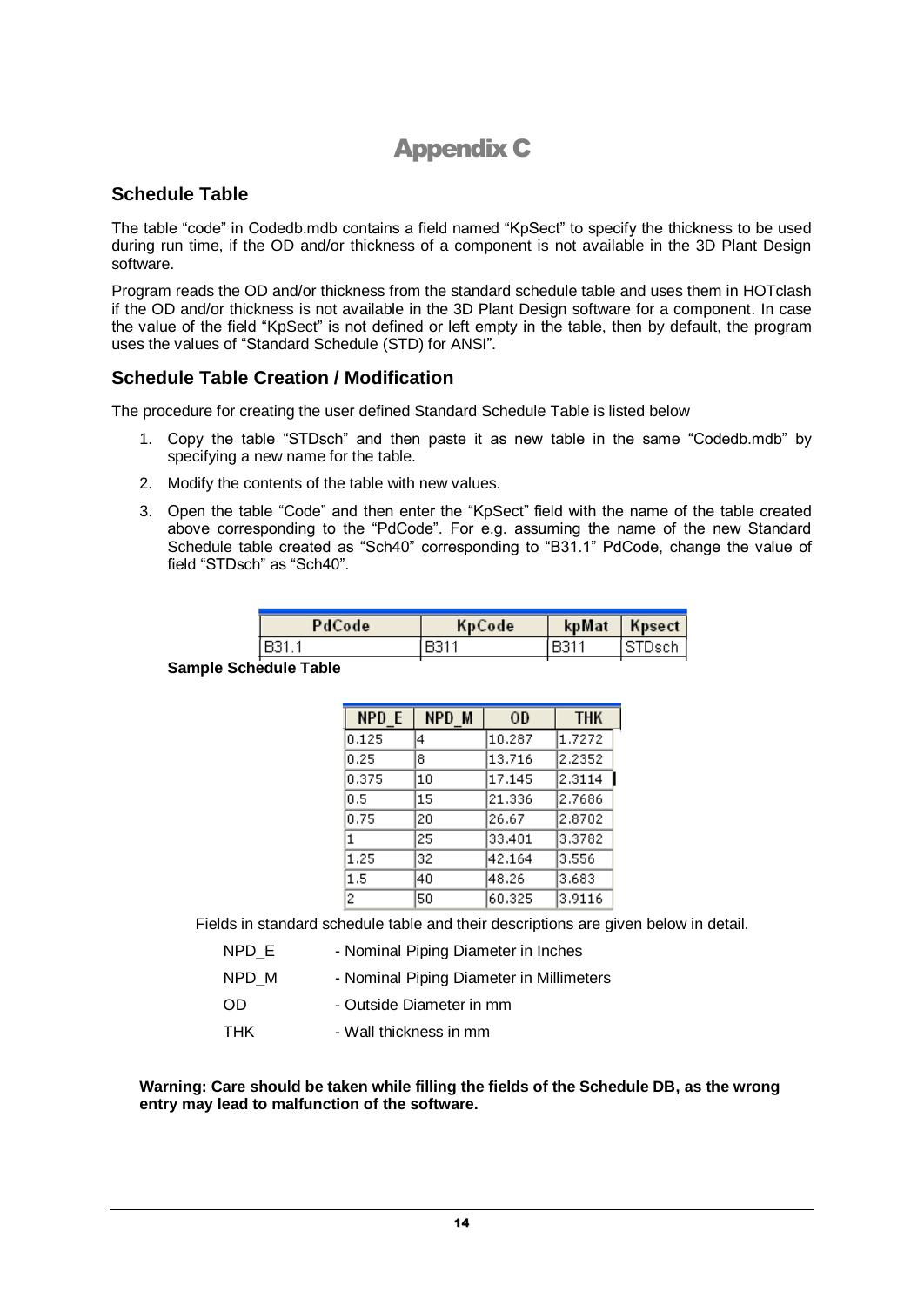# Appendix C

## Schedule Table

The table “code” in Codedb.mdb contains a field named “KpSect” to specify the thickness to be used during run time, if the OD and/or thickness of a component is not available in the 3D Plant Design software.

Program reads the OD and/or thickness from the standard schedule table and uses them in HOTclash if the OD and/or thickness is not available in the 3D Plant Design software for a component. In case the value of the field “KpSect” is not defined or left empty in the table, then by default, the program uses the values of “Standard Schedule (STD) for ANSI”.

## Schedule Table Creation / Modification

The procedure for creating the user defined Standard Schedule Table is listed below

1. Copy the table “STDsch” and then paste it as new table in the same “Codedb.mdb” by specifying a new name for the table.
2. Modify the contents of the table with new values.
3. Open the table “Code” and then enter the “KpSect” field with the name of the table created above corresponding to the “PdCode”. For e.g. assuming the name of the new Standard Schedule table created as “Sch40” corresponding to “B31.1” PdCode, change the value of field “STDsch” as “Sch40”.

| PdCode | KpCode | kpMat | Kpsect |
|---|---|---|---|
| B31.1 | B311 | B311 | STDsch |

**Sample Schedule Table**

| NPD_E | NPD_M | OD | THK |
|---|---|---|---|
| 0.125 | 4 | 10.287 | 1.7272 |
| 0.25 | 8 | 13.716 | 2.2352 |
| 0.375 | 10 | 17.145 | 2.3114 |
| 0.5 | 15 | 21.336 | 2.7686 |
| 0.75 | 20 | 26.67 | 2.8702 |
| 1 | 25 | 33.401 | 3.3782 |
| 1.25 | 32 | 42.164 | 3.556 |
| 1.5 | 40 | 48.26 | 3.683 |
| 2 | 50 | 60.325 | 3.9116 |

Fields in standard schedule table and their descriptions are given below in detail.

- NPD_E - Nominal Piping Diameter in Inches
- NPD_M - Nominal Piping Diameter in Millimeters
- OD - Outside Diameter in mm
- THK - Wall thickness in mm

**Warning: Care should be taken while filling the fields of the Schedule DB, as the wrong entry may lead to malfunction of the software.**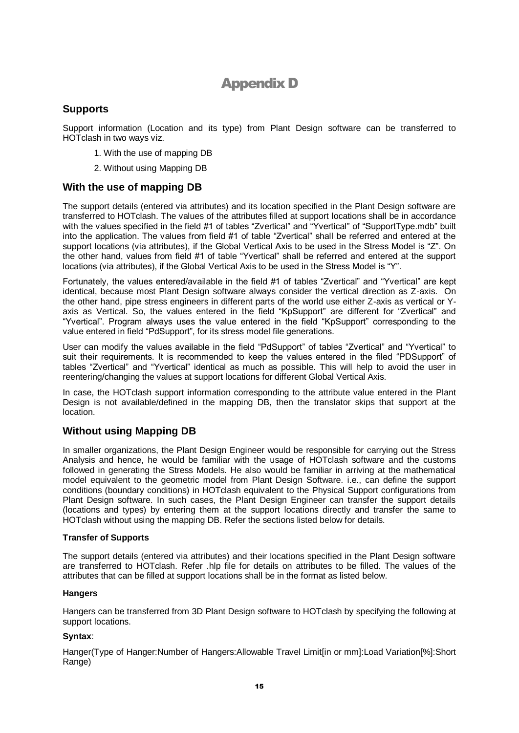# Appendix D

## Supports

Support information (Location and its type) from Plant Design software can be transferred to HOTclash in two ways viz.

1. With the use of mapping DB
2. Without using Mapping DB

## With the use of mapping DB

The support details (entered via attributes) and its location specified in the Plant Design software are transferred to HOTclash. The values of the attributes filled at support locations shall be in accordance with the values specified in the field #1 of tables "Zvertical" and "Yvertical" of "SupportType.mdb" built into the application. The values from field #1 of table "Zvertical" shall be referred and entered at the support locations (via attributes), if the Global Vertical Axis to be used in the Stress Model is "Z". On the other hand, values from field #1 of table "Yvertical" shall be referred and entered at the support locations (via attributes), if the Global Vertical Axis to be used in the Stress Model is "Y".

Fortunately, the values entered/available in the field #1 of tables "Zvertical" and "Yvertical" are kept identical, because most Plant Design software always consider the vertical direction as Z-axis. On the other hand, pipe stress engineers in different parts of the world use either Z-axis as vertical or Y-axis as Vertical. So, the values entered in the field "KpSupport" are different for "Zvertical" and "Yvertical". Program always uses the value entered in the field "KpSupport" corresponding to the value entered in field "PdSupport", for its stress model file generations.

User can modify the values available in the field "PdSupport" of tables "Zvertical" and "Yvertical" to suit their requirements. It is recommended to keep the values entered in the filed "PDSupport" of tables "Zvertical" and "Yvertical" identical as much as possible. This will help to avoid the user in reentering/changing the values at support locations for different Global Vertical Axis.

In case, the HOTclash support information corresponding to the attribute value entered in the Plant Design is not available/defined in the mapping DB, then the translator skips that support at the location.

## Without using Mapping DB

In smaller organizations, the Plant Design Engineer would be responsible for carrying out the Stress Analysis and hence, he would be familiar with the usage of HOTclash software and the customs followed in generating the Stress Models. He also would be familiar in arriving at the mathematical model equivalent to the geometric model from Plant Design Software. i.e., can define the support conditions (boundary conditions) in HOTclash equivalent to the Physical Support configurations from Plant Design software. In such cases, the Plant Design Engineer can transfer the support details (locations and types) by entering them at the support locations directly and transfer the same to HOTclash without using the mapping DB. Refer the sections listed below for details.

### Transfer of Supports

The support details (entered via attributes) and their locations specified in the Plant Design software are transferred to HOTclash. Refer .hlp file for details on attributes to be filled. The values of the attributes that can be filled at support locations shall be in the format as listed below.

### Hangers

Hangers can be transferred from 3D Plant Design software to HOTclash by specifying the following at support locations.

**Syntax**:

Hanger(Type of Hanger:Number of Hangers:Allowable Travel Limit[in or mm]:Load Variation[%]:Short Range)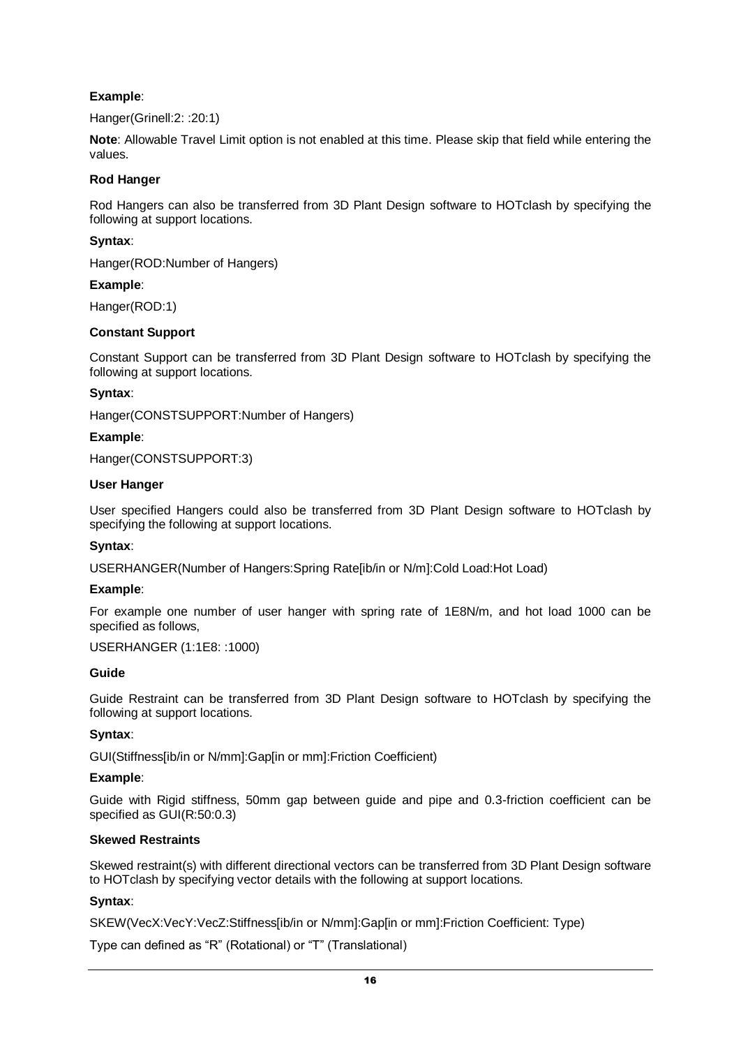**Example**:

Hanger(Grinell:2: :20:1)

**Note**: Allowable Travel Limit option is not enabled at this time. Please skip that field while entering the values.

**Rod Hanger**

Rod Hangers can also be transferred from 3D Plant Design software to HOTclash by specifying the following at support locations.

**Syntax**:

Hanger(ROD:Number of Hangers)

**Example**:

Hanger(ROD:1)

**Constant Support**

Constant Support can be transferred from 3D Plant Design software to HOTclash by specifying the following at support locations.

**Syntax**:

Hanger(CONSTSUPPORT:Number of Hangers)

**Example**:

Hanger(CONSTSUPPORT:3)

**User Hanger**

User specified Hangers could also be transferred from 3D Plant Design software to HOTclash by specifying the following at support locations.

**Syntax**:

USERHANGER(Number of Hangers:Spring Rate[ib/in or N/m]:Cold Load:Hot Load)

**Example**:

For example one number of user hanger with spring rate of 1E8N/m, and hot load 1000 can be specified as follows,

USERHANGER (1:1E8: :1000)

**Guide**

Guide Restraint can be transferred from 3D Plant Design software to HOTclash by specifying the following at support locations.

**Syntax**:

GUI(Stiffness[ib/in or N/mm]:Gap[in or mm]:Friction Coefficient)

**Example**:

Guide with Rigid stiffness, 50mm gap between guide and pipe and 0.3-friction coefficient can be specified as GUI(R:50:0.3)

**Skewed Restraints**

Skewed restraint(s) with different directional vectors can be transferred from 3D Plant Design software to HOTclash by specifying vector details with the following at support locations.

**Syntax**:

SKEW(VecX:VecY:VecZ:Stiffness[ib/in or N/mm]:Gap[in or mm]:Friction Coefficient: Type)

Type can defined as "R" (Rotational) or "T" (Translational)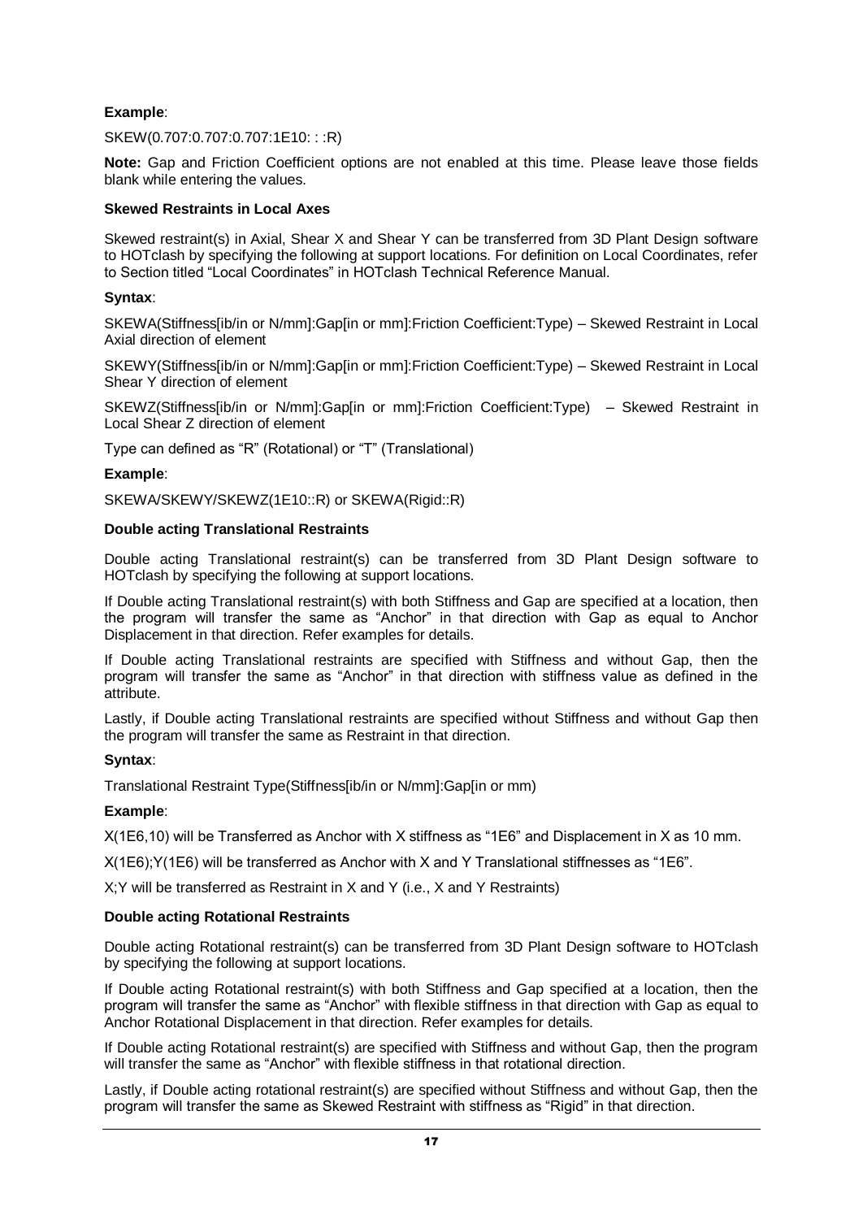**Example**:

SKEW(0.707:0.707:0.707:1E10: : :R)

**Note:** Gap and Friction Coefficient options are not enabled at this time. Please leave those fields blank while entering the values.

**Skewed Restraints in Local Axes**

Skewed restraint(s) in Axial, Shear X and Shear Y can be transferred from 3D Plant Design software to HOTclash by specifying the following at support locations. For definition on Local Coordinates, refer to Section titled "Local Coordinates" in HOTclash Technical Reference Manual.

**Syntax**:

SKEWA(Stiffness[ib/in or N/mm]:Gap[in or mm]:Friction Coefficient:Type) – Skewed Restraint in Local Axial direction of element

SKEWY(Stiffness[ib/in or N/mm]:Gap[in or mm]:Friction Coefficient:Type) – Skewed Restraint in Local Shear Y direction of element

SKEWZ(Stiffness[ib/in or N/mm]:Gap[in or mm]:Friction Coefficient:Type) – Skewed Restraint in Local Shear Z direction of element

Type can defined as "R" (Rotational) or "T" (Translational)

**Example**:

SKEWA/SKEWY/SKEWZ(1E10::R) or SKEWA(Rigid::R)

**Double acting Translational Restraints**

Double acting Translational restraint(s) can be transferred from 3D Plant Design software to HOTclash by specifying the following at support locations.

If Double acting Translational restraint(s) with both Stiffness and Gap are specified at a location, then the program will transfer the same as "Anchor" in that direction with Gap as equal to Anchor Displacement in that direction. Refer examples for details.

If Double acting Translational restraints are specified with Stiffness and without Gap, then the program will transfer the same as "Anchor" in that direction with stiffness value as defined in the attribute.

Lastly, if Double acting Translational restraints are specified without Stiffness and without Gap then the program will transfer the same as Restraint in that direction.

**Syntax**:

Translational Restraint Type(Stiffness[ib/in or N/mm]:Gap[in or mm)

**Example**:

X(1E6,10) will be Transferred as Anchor with X stiffness as "1E6" and Displacement in X as 10 mm.

X(1E6);Y(1E6) will be transferred as Anchor with X and Y Translational stiffnesses as "1E6".

X;Y will be transferred as Restraint in X and Y (i.e., X and Y Restraints)

**Double acting Rotational Restraints**

Double acting Rotational restraint(s) can be transferred from 3D Plant Design software to HOTclash by specifying the following at support locations.

If Double acting Rotational restraint(s) with both Stiffness and Gap specified at a location, then the program will transfer the same as "Anchor" in that direction with Gap as equal to Anchor Rotational Displacement in that direction. Refer examples for details.

If Double acting Rotational restraint(s) are specified with Stiffness and without Gap, then the program will transfer the same as "Anchor" with flexible stiffness in that rotational direction.

Lastly, if Double acting rotational restraint(s) are specified without Stiffness and without Gap, then the program will transfer the same as Skewed Restraint with stiffness as "Rigid" in that direction.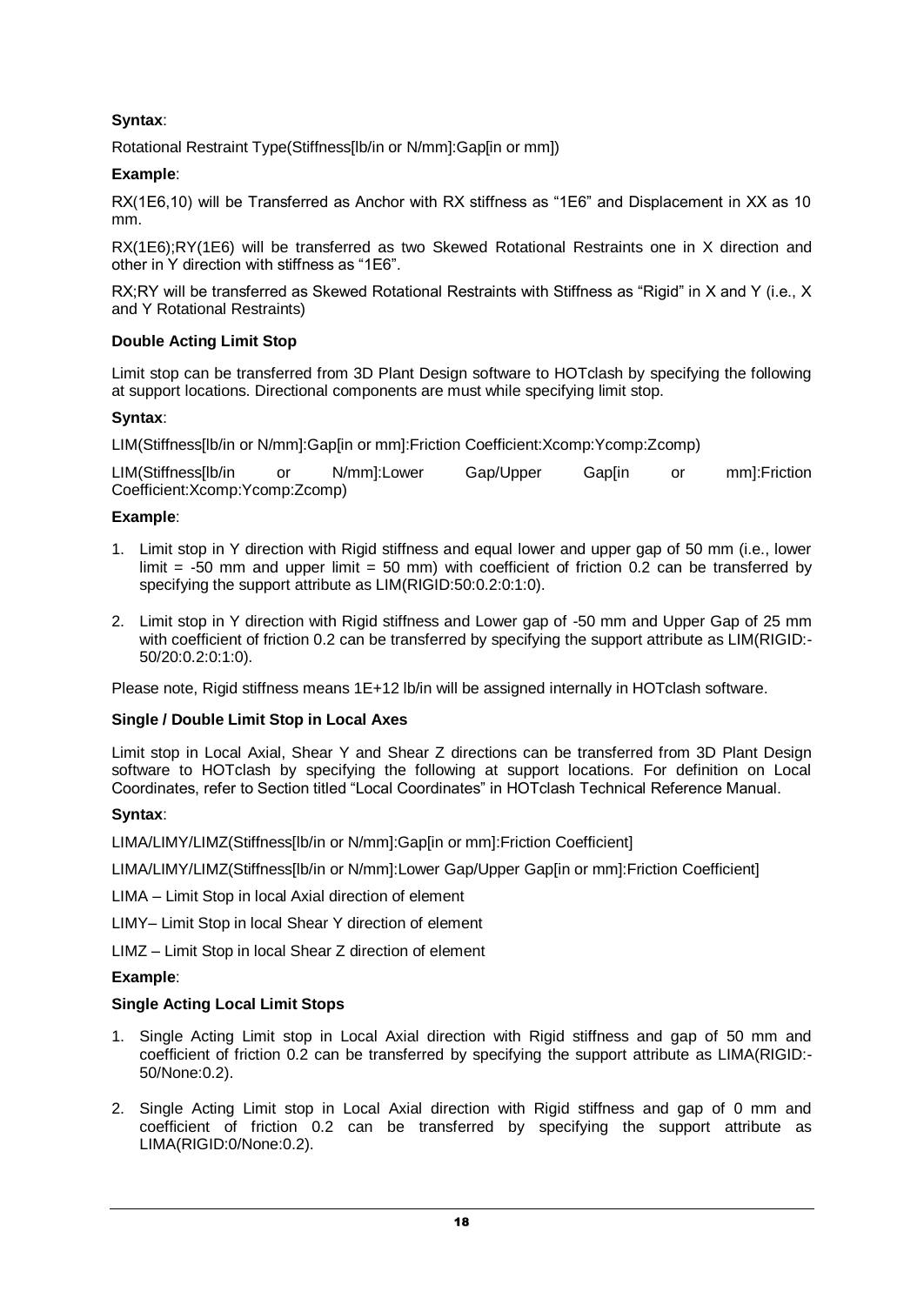**Syntax**:

Rotational Restraint Type(Stiffness[lb/in or N/mm]:Gap[in or mm])

**Example**:

RX(1E6,10) will be Transferred as Anchor with RX stiffness as "1E6" and Displacement in XX as 10 mm.

RX(1E6);RY(1E6) will be transferred as two Skewed Rotational Restraints one in X direction and other in Y direction with stiffness as "1E6".

RX;RY will be transferred as Skewed Rotational Restraints with Stiffness as "Rigid" in X and Y (i.e., X and Y Rotational Restraints)

**Double Acting Limit Stop**

Limit stop can be transferred from 3D Plant Design software to HOTclash by specifying the following at support locations. Directional components are must while specifying limit stop.

**Syntax**:

LIM(Stiffness[lb/in or N/mm]:Gap[in or mm]:Friction Coefficient:Xcomp:Ycomp:Zcomp)

LIM(Stiffness[lb/in or N/mm]:Lower Gap/Upper Gap[in or mm]:Friction Coefficient:Xcomp:Ycomp:Zcomp)

**Example**:

1. Limit stop in Y direction with Rigid stiffness and equal lower and upper gap of 50 mm (i.e., lower limit = -50 mm and upper limit = 50 mm) with coefficient of friction 0.2 can be transferred by specifying the support attribute as LIM(RIGID:50:0.2:0:1:0).

2. Limit stop in Y direction with Rigid stiffness and Lower gap of -50 mm and Upper Gap of 25 mm with coefficient of friction 0.2 can be transferred by specifying the support attribute as LIM(RIGID:-50/20:0.2:0:1:0).

Please note, Rigid stiffness means 1E+12 lb/in will be assigned internally in HOTclash software.

**Single / Double Limit Stop in Local Axes**

Limit stop in Local Axial, Shear Y and Shear Z directions can be transferred from 3D Plant Design software to HOTclash by specifying the following at support locations. For definition on Local Coordinates, refer to Section titled "Local Coordinates" in HOTclash Technical Reference Manual.

**Syntax**:

LIMA/LIMY/LIMZ(Stiffness[lb/in or N/mm]:Gap[in or mm]:Friction Coefficient]

LIMA/LIMY/LIMZ(Stiffness[lb/in or N/mm]:Lower Gap/Upper Gap[in or mm]:Friction Coefficient]

LIMA – Limit Stop in local Axial direction of element

LIMY– Limit Stop in local Shear Y direction of element

LIMZ – Limit Stop in local Shear Z direction of element

**Example**:

**Single Acting Local Limit Stops**

1. Single Acting Limit stop in Local Axial direction with Rigid stiffness and gap of 50 mm and coefficient of friction 0.2 can be transferred by specifying the support attribute as LIMA(RIGID:-50/None:0.2).

2. Single Acting Limit stop in Local Axial direction with Rigid stiffness and gap of 0 mm and coefficient of friction 0.2 can be transferred by specifying the support attribute as LIMA(RIGID:0/None:0.2).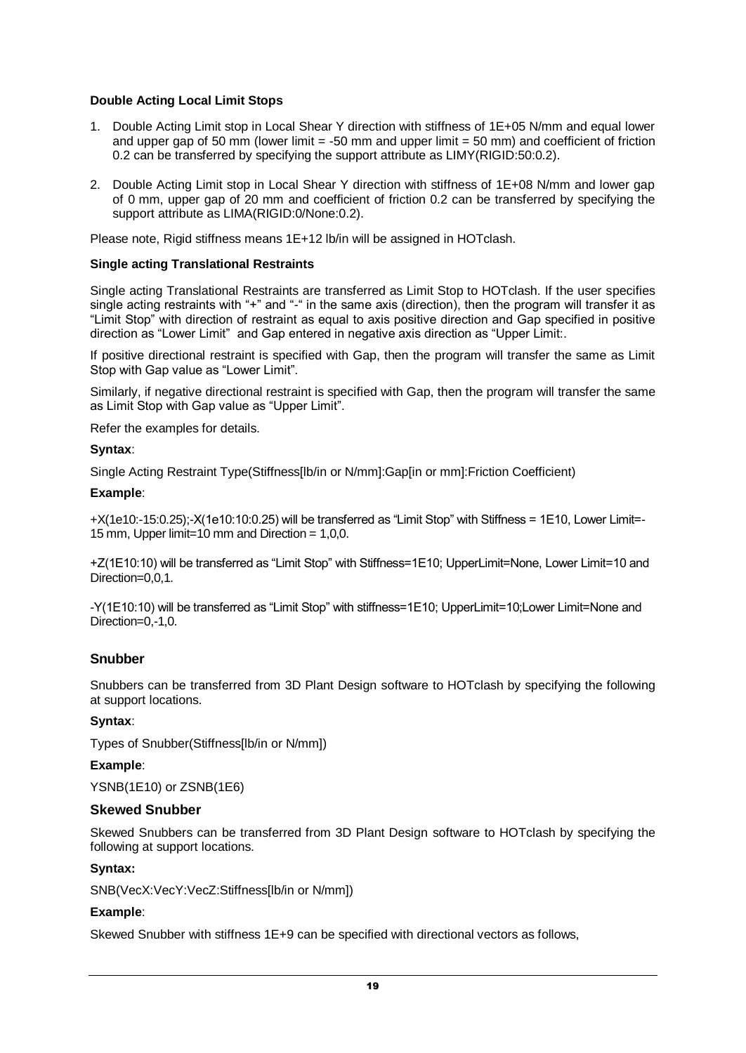**Double Acting Local Limit Stops**

1. Double Acting Limit stop in Local Shear Y direction with stiffness of 1E+05 N/mm and equal lower and upper gap of 50 mm (lower limit = -50 mm and upper limit = 50 mm) and coefficient of friction 0.2 can be transferred by specifying the support attribute as LIMY(RIGID:50:0.2).

2. Double Acting Limit stop in Local Shear Y direction with stiffness of 1E+08 N/mm and lower gap of 0 mm, upper gap of 20 mm and coefficient of friction 0.2 can be transferred by specifying the support attribute as LIMA(RIGID:0/None:0.2).

Please note, Rigid stiffness means 1E+12 lb/in will be assigned in HOTclash.

**Single acting Translational Restraints**

Single acting Translational Restraints are transferred as Limit Stop to HOTclash. If the user specifies single acting restraints with "+" and "-" in the same axis (direction), then the program will transfer it as "Limit Stop" with direction of restraint as equal to axis positive direction and Gap specified in positive direction as "Lower Limit" and Gap entered in negative axis direction as "Upper Limit:.

If positive directional restraint is specified with Gap, then the program will transfer the same as Limit Stop with Gap value as "Lower Limit".

Similarly, if negative directional restraint is specified with Gap, then the program will transfer the same as Limit Stop with Gap value as "Upper Limit".

Refer the examples for details.

**Syntax**:

Single Acting Restraint Type(Stiffness[lb/in or N/mm]:Gap[in or mm]:Friction Coefficient)

**Example**:

+X(1e10:-15:0.25);-X(1e10:10:0.25) will be transferred as "Limit Stop" with Stiffness = 1E10, Lower Limit=-15 mm, Upper limit=10 mm and Direction = 1,0,0.

+Z(1E10:10) will be transferred as "Limit Stop" with Stiffness=1E10; UpperLimit=None, Lower Limit=10 and Direction=0,0,1.

-Y(1E10:10) will be transferred as "Limit Stop" with stiffness=1E10; UpperLimit=10;Lower Limit=None and Direction=0,-1,0.

## Snubber

Snubbers can be transferred from 3D Plant Design software to HOTclash by specifying the following at support locations.

**Syntax**:

Types of Snubber(Stiffness[lb/in or N/mm])

**Example**:

YSNB(1E10) or ZSNB(1E6)

### Skewed Snubber

Skewed Snubbers can be transferred from 3D Plant Design software to HOTclash by specifying the following at support locations.

**Syntax:**

SNB(VecX:VecY:VecZ:Stiffness[lb/in or N/mm])

**Example**:

Skewed Snubber with stiffness 1E+9 can be specified with directional vectors as follows,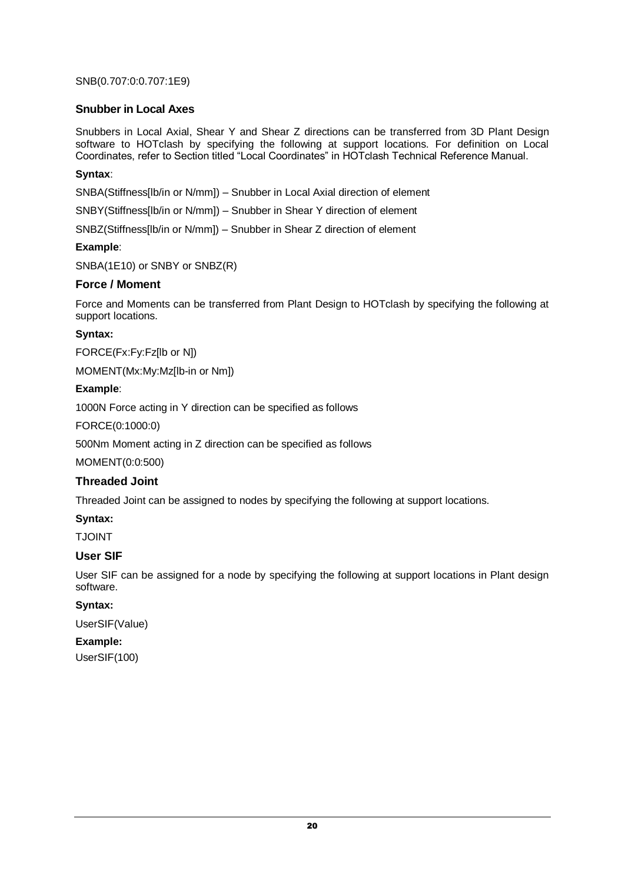SNB(0.707:0:0.707:1E9)

### Snubber in Local Axes

Snubbers in Local Axial, Shear Y and Shear Z directions can be transferred from 3D Plant Design software to HOTclash by specifying the following at support locations. For definition on Local Coordinates, refer to Section titled "Local Coordinates" in HOTclash Technical Reference Manual.

**Syntax**:

SNBA(Stiffness[lb/in or N/mm]) – Snubber in Local Axial direction of element

SNBY(Stiffness[lb/in or N/mm]) – Snubber in Shear Y direction of element

SNBZ(Stiffness[lb/in or N/mm]) – Snubber in Shear Z direction of element

**Example**:

SNBA(1E10) or SNBY or SNBZ(R)

### Force / Moment

Force and Moments can be transferred from Plant Design to HOTclash by specifying the following at support locations.

**Syntax:**

FORCE(Fx:Fy:Fz[lb or N])

MOMENT(Mx:My:Mz[lb-in or Nm])

**Example**:

1000N Force acting in Y direction can be specified as follows

FORCE(0:1000:0)

500Nm Moment acting in Z direction can be specified as follows

MOMENT(0:0:500)

### Threaded Joint

Threaded Joint can be assigned to nodes by specifying the following at support locations.

**Syntax:**

TJOINT

### User SIF

User SIF can be assigned for a node by specifying the following at support locations in Plant design software.

**Syntax:**

UserSIF(Value)

**Example:**

UserSIF(100)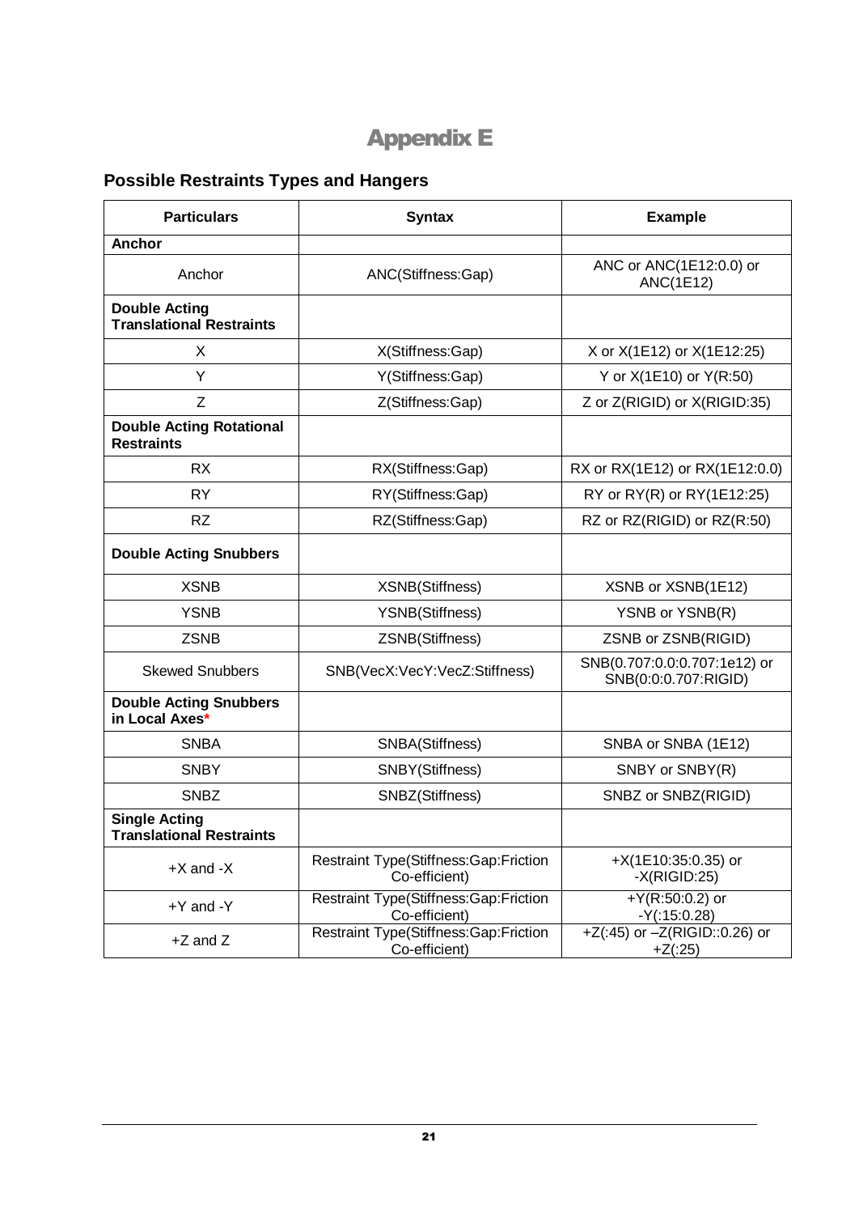# Appendix E

## Possible Restraints Types and Hangers

| Particulars | Syntax | Example |
|---|---|---|
| **Anchor** | | |
| Anchor | ANC(Stiffness:Gap) | ANC or ANC(1E12:0.0) or ANC(1E12) |
| **Double Acting Translational Restraints** | | |
| X | X(Stiffness:Gap) | X or X(1E12) or X(1E12:25) |
| Y | Y(Stiffness:Gap) | Y or X(1E10) or Y(R:50) |
| Z | Z(Stiffness:Gap) | Z or Z(RIGID) or X(RIGID:35) |
| **Double Acting Rotational Restraints** | | |
| RX | RX(Stiffness:Gap) | RX or RX(1E12) or RX(1E12:0.0) |
| RY | RY(Stiffness:Gap) | RY or RY(R) or RY(1E12:25) |
| RZ | RZ(Stiffness:Gap) | RZ or RZ(RIGID) or RZ(R:50) |
| **Double Acting Snubbers** | | |
| XSNB | XSNB(Stiffness) | XSNB or XSNB(1E12) |
| YSNB | YSNB(Stiffness) | YSNB or YSNB(R) |
| ZSNB | ZSNB(Stiffness) | ZSNB or ZSNB(RIGID) |
| Skewed Snubbers | SNB(VecX:VecY:VecZ:Stiffness) | SNB(0.707:0.0:0.707:1e12) or SNB(0:0:0.707:RIGID) |
| **Double Acting Snubbers in Local Axes*** | | |
| SNBA | SNBA(Stiffness) | SNBA or SNBA (1E12) |
| SNBY | SNBY(Stiffness) | SNBY or SNBY(R) |
| SNBZ | SNBZ(Stiffness) | SNBZ or SNBZ(RIGID) |
| **Single Acting Translational Restraints** | | |
| +X and -X | Restraint Type(Stiffness:Gap:Friction Co-efficient) | +X(1E10:35:0.35) or -X(RIGID:25) |
| +Y and -Y | Restraint Type(Stiffness:Gap:Friction Co-efficient) | +Y(R:50:0.2) or -Y(:15:0.28) |
| +Z and Z | Restraint Type(Stiffness:Gap:Friction Co-efficient) | +Z(:45) or –Z(RIGID::0.26) or +Z(:25) |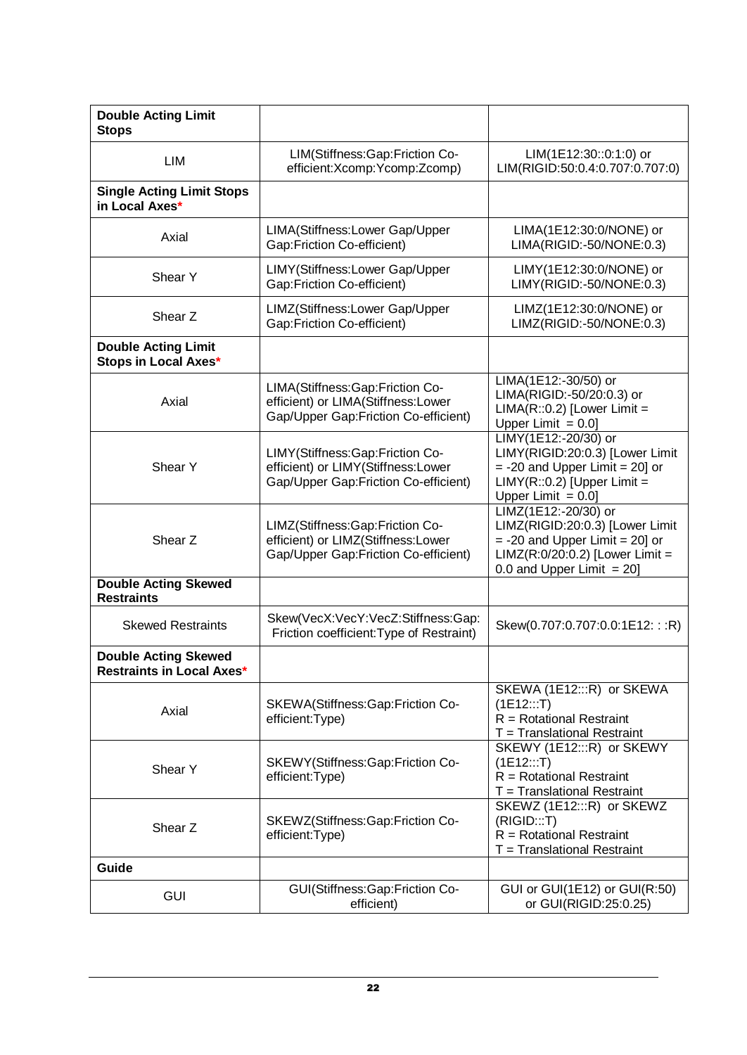| **Double Acting Limit Stops** | | |
|---|---|---|
| LIM | LIM(Stiffness:Gap:Friction Co-efficient:Xcomp:Ycomp:Zcomp) | LIM(1E12:30::0:1:0) or LIM(RIGID:50:0.4:0.707:0.707:0) |
| **Single Acting Limit Stops in Local Axes*** | | |
| Axial | LIMA(Stiffness:Lower Gap/Upper Gap:Friction Co-efficient) | LIMA(1E12:30:0/NONE) or LIMA(RIGID:-50/NONE:0.3) |
| Shear Y | LIMY(Stiffness:Lower Gap/Upper Gap:Friction Co-efficient) | LIMY(1E12:30:0/NONE) or LIMY(RIGID:-50/NONE:0.3) |
| Shear Z | LIMZ(Stiffness:Lower Gap/Upper Gap:Friction Co-efficient) | LIMZ(1E12:30:0/NONE) or LIMZ(RIGID:-50/NONE:0.3) |
| **Double Acting Limit Stops in Local Axes*** | | |
| Axial | LIMA(Stiffness:Gap:Friction Co-efficient) or LIMA(Stiffness:Lower Gap/Upper Gap:Friction Co-efficient) | LIMA(1E12:-30/50) or LIMA(RIGID:-50/20:0.3) or LIMA(R::0.2) [Lower Limit = Upper Limit = 0.0] |
| Shear Y | LIMY(Stiffness:Gap:Friction Co-efficient) or LIMY(Stiffness:Lower Gap/Upper Gap:Friction Co-efficient) | LIMY(1E12:-20/30) or LIMY(RIGID:20:0.3) [Lower Limit = -20 and Upper Limit = 20] or LIMY(R::0.2) [Upper Limit = Upper Limit = 0.0] |
| Shear Z | LIMZ(Stiffness:Gap:Friction Co-efficient) or LIMZ(Stiffness:Lower Gap/Upper Gap:Friction Co-efficient) | LIMZ(1E12:-20/30) or LIMZ(RIGID:20:0.3) [Lower Limit = -20 and Upper Limit = 20] or LIMZ(R:0/20:0.2) [Lower Limit = 0.0 and Upper Limit = 20] |
| **Double Acting Skewed Restraints** | | |
| Skewed Restraints | Skew(VecX:VecY:VecZ:Stiffness:Gap: Friction coefficient:Type of Restraint) | Skew(0.707:0.707:0.0:1E12: : :R) |
| **Double Acting Skewed Restraints in Local Axes*** | | |
| Axial | SKEWA(Stiffness:Gap:Friction Co-efficient:Type) | SKEWA (1E12:::R) or SKEWA (1E12:::T)<br>R = Rotational Restraint<br>T = Translational Restraint |
| Shear Y | SKEWY(Stiffness:Gap:Friction Co-efficient:Type) | SKEWY (1E12:::R) or SKEWY (1E12:::T)<br>R = Rotational Restraint<br>T = Translational Restraint |
| Shear Z | SKEWZ(Stiffness:Gap:Friction Co-efficient:Type) | SKEWZ (1E12:::R) or SKEWZ (RIGID:::T)<br>R = Rotational Restraint<br>T = Translational Restraint |
| **Guide** | | |
| GUI | GUI(Stiffness:Gap:Friction Co-efficient) | GUI or GUI(1E12) or GUI(R:50) or GUI(RIGID:25:0.25) |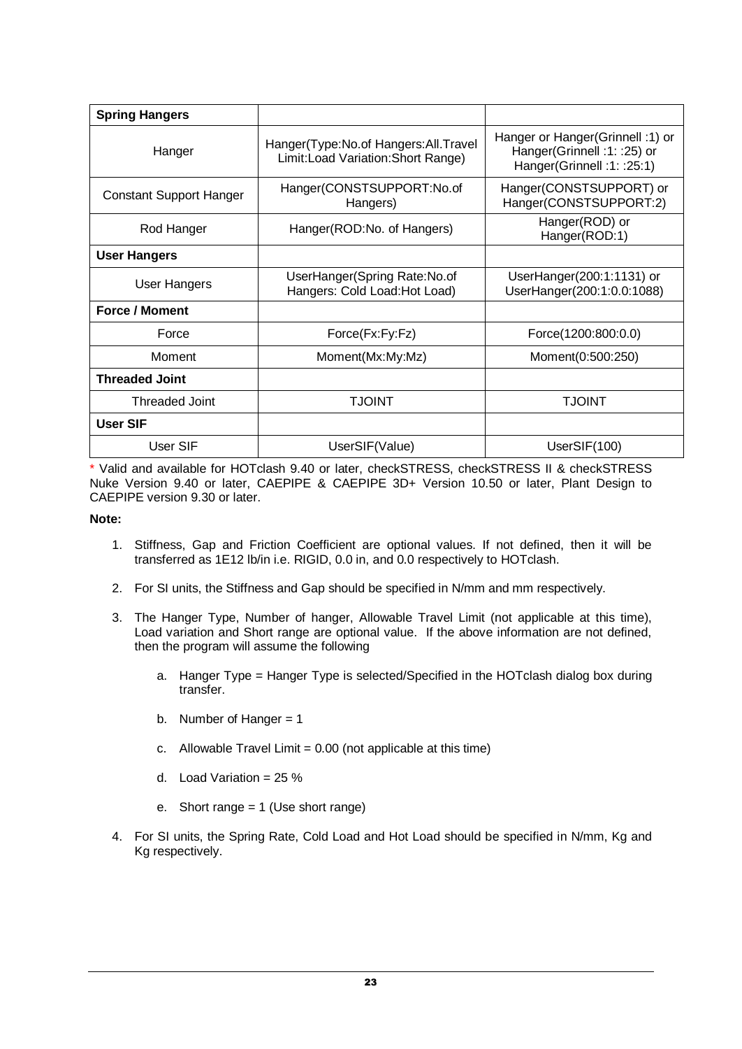| **Spring Hangers** | | |
|---|---|---|
| Hanger | Hanger(Type:No.of Hangers:All.Travel Limit:Load Variation:Short Range) | Hanger or Hanger(Grinnell :1) or Hanger(Grinnell :1: :25) or Hanger(Grinnell :1: :25:1) |
| Constant Support Hanger | Hanger(CONSTSUPPORT:No.of Hangers) | Hanger(CONSTSUPPORT) or Hanger(CONSTSUPPORT:2) |
| Rod Hanger | Hanger(ROD:No. of Hangers) | Hanger(ROD) or Hanger(ROD:1) |
| **User Hangers** | | |
| User Hangers | UserHanger(Spring Rate:No.of Hangers: Cold Load:Hot Load) | UserHanger(200:1:1131) or UserHanger(200:1:0.0:1088) |
| **Force / Moment** | | |
| Force | Force(Fx:Fy:Fz) | Force(1200:800:0.0) |
| Moment | Moment(Mx:My:Mz) | Moment(0:500:250) |
| **Threaded Joint** | | |
| Threaded Joint | TJOINT | TJOINT |
| **User SIF** | | |
| User SIF | UserSIF(Value) | UserSIF(100) |

\* Valid and available for HOTclash 9.40 or later, checkSTRESS, checkSTRESS II & checkSTRESS Nuke Version 9.40 or later, CAEPIPE & CAEPIPE 3D+ Version 10.50 or later, Plant Design to CAEPIPE version 9.30 or later.

**Note:**

1. Stiffness, Gap and Friction Coefficient are optional values. If not defined, then it will be transferred as 1E12 lb/in i.e. RIGID, 0.0 in, and 0.0 respectively to HOTclash.
2. For SI units, the Stiffness and Gap should be specified in N/mm and mm respectively.
3. The Hanger Type, Number of hanger, Allowable Travel Limit (not applicable at this time), Load variation and Short range are optional value. If the above information are not defined, then the program will assume the following
   a. Hanger Type = Hanger Type is selected/Specified in the HOTclash dialog box during transfer.
   b. Number of Hanger = 1
   c. Allowable Travel Limit = 0.00 (not applicable at this time)
   d. Load Variation = 25 %
   e. Short range = 1 (Use short range)
4. For SI units, the Spring Rate, Cold Load and Hot Load should be specified in N/mm, Kg and Kg respectively.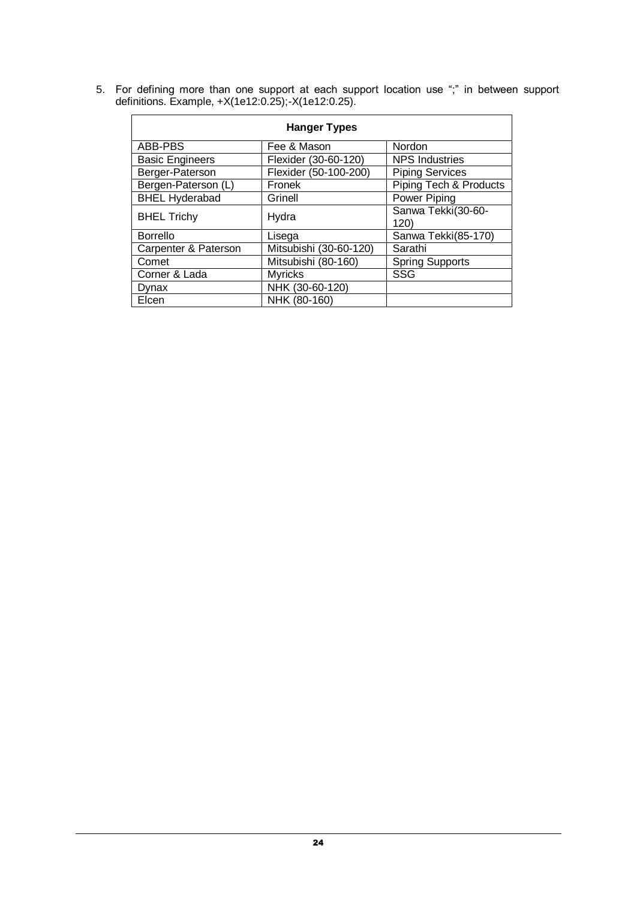5. For defining more than one support at each support location use ";" in between support definitions. Example, +X(1e12:0.25);-X(1e12:0.25).

| Hanger Types | | |
|---|---|---|
| ABB-PBS | Fee & Mason | Nordon |
| Basic Engineers | Flexider (30-60-120) | NPS Industries |
| Berger-Paterson | Flexider (50-100-200) | Piping Services |
| Bergen-Paterson (L) | Fronek | Piping Tech & Products |
| BHEL Hyderabad | Grinell | Power Piping |
| BHEL Trichy | Hydra | Sanwa Tekki(30-60-120) |
| Borrello | Lisega | Sanwa Tekki(85-170) |
| Carpenter & Paterson | Mitsubishi (30-60-120) | Sarathi |
| Comet | Mitsubishi (80-160) | Spring Supports |
| Corner & Lada | Myricks | SSG |
| Dynax | NHK (30-60-120) | |
| Elcen | NHK (80-160) | |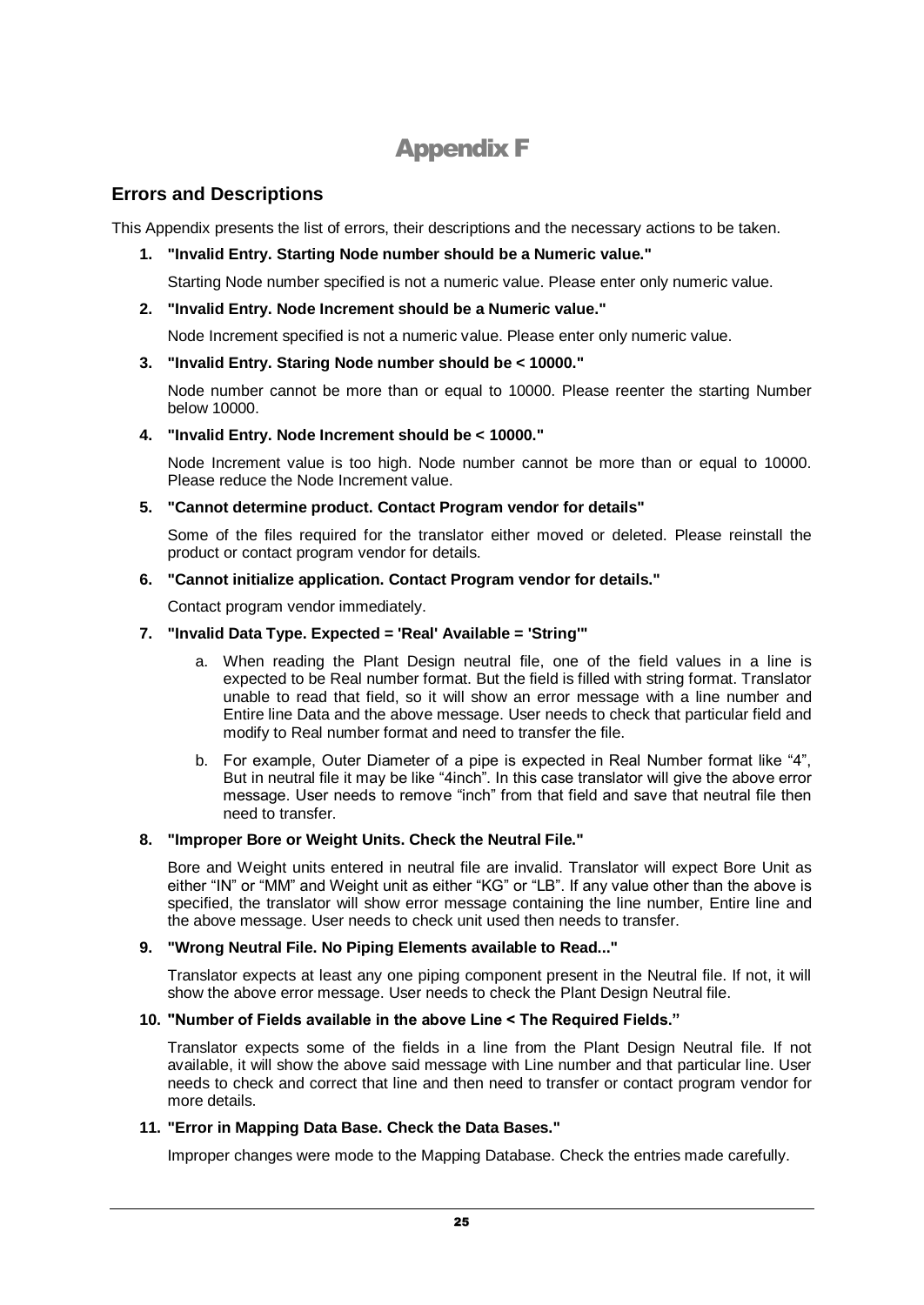# Appendix F

## Errors and Descriptions

This Appendix presents the list of errors, their descriptions and the necessary actions to be taken.

1. **"Invalid Entry. Starting Node number should be a Numeric value."**

   Starting Node number specified is not a numeric value. Please enter only numeric value.

2. **"Invalid Entry. Node Increment should be a Numeric value."**

   Node Increment specified is not a numeric value. Please enter only numeric value.

3. **"Invalid Entry. Staring Node number should be < 10000."**

   Node number cannot be more than or equal to 10000. Please reenter the starting Number below 10000.

4. **"Invalid Entry. Node Increment should be < 10000."**

   Node Increment value is too high. Node number cannot be more than or equal to 10000. Please reduce the Node Increment value.

5. **"Cannot determine product. Contact Program vendor for details"**

   Some of the files required for the translator either moved or deleted. Please reinstall the product or contact program vendor for details.

6. **"Cannot initialize application. Contact Program vendor for details."**

   Contact program vendor immediately.

7. **"Invalid Data Type. Expected = 'Real' Available = 'String'"**

   a. When reading the Plant Design neutral file, one of the field values in a line is expected to be Real number format. But the field is filled with string format. Translator unable to read that field, so it will show an error message with a line number and Entire line Data and the above message. User needs to check that particular field and modify to Real number format and need to transfer the file.

   b. For example, Outer Diameter of a pipe is expected in Real Number format like "4", But in neutral file it may be like "4inch". In this case translator will give the above error message. User needs to remove "inch" from that field and save that neutral file then need to transfer.

8. **"Improper Bore or Weight Units. Check the Neutral File."**

   Bore and Weight units entered in neutral file are invalid. Translator will expect Bore Unit as either "IN" or "MM" and Weight unit as either "KG" or "LB". If any value other than the above is specified, the translator will show error message containing the line number, Entire line and the above message. User needs to check unit used then needs to transfer.

9. **"Wrong Neutral File. No Piping Elements available to Read..."**

   Translator expects at least any one piping component present in the Neutral file. If not, it will show the above error message. User needs to check the Plant Design Neutral file.

10. **"Number of Fields available in the above Line < The Required Fields."**

    Translator expects some of the fields in a line from the Plant Design Neutral file. If not available, it will show the above said message with Line number and that particular line. User needs to check and correct that line and then need to transfer or contact program vendor for more details.

11. **"Error in Mapping Data Base. Check the Data Bases."**

    Improper changes were mode to the Mapping Database. Check the entries made carefully.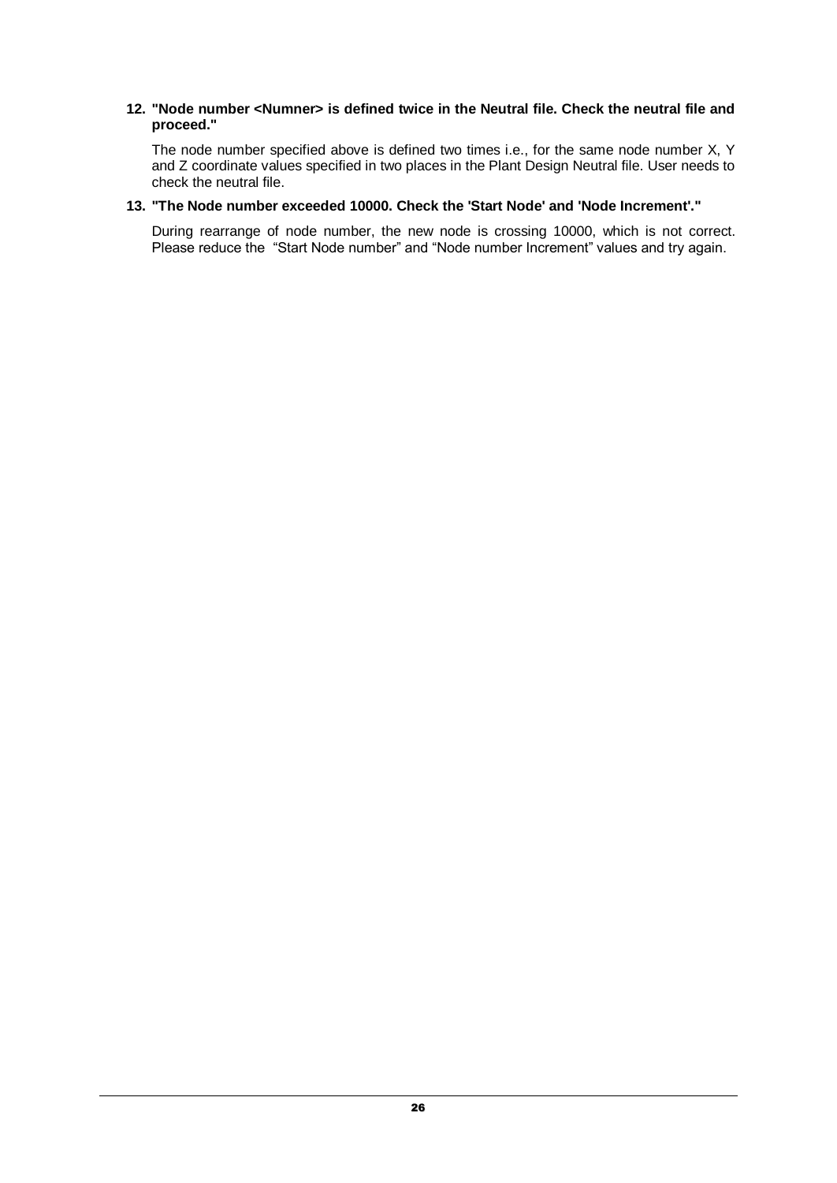**12. "Node number <Numner> is defined twice in the Neutral file. Check the neutral file and proceed."**

The node number specified above is defined two times i.e., for the same node number X, Y and Z coordinate values specified in two places in the Plant Design Neutral file. User needs to check the neutral file.

**13. "The Node number exceeded 10000. Check the 'Start Node' and 'Node Increment'."**

During rearrange of node number, the new node is crossing 10000, which is not correct. Please reduce the "Start Node number" and "Node number Increment" values and try again.